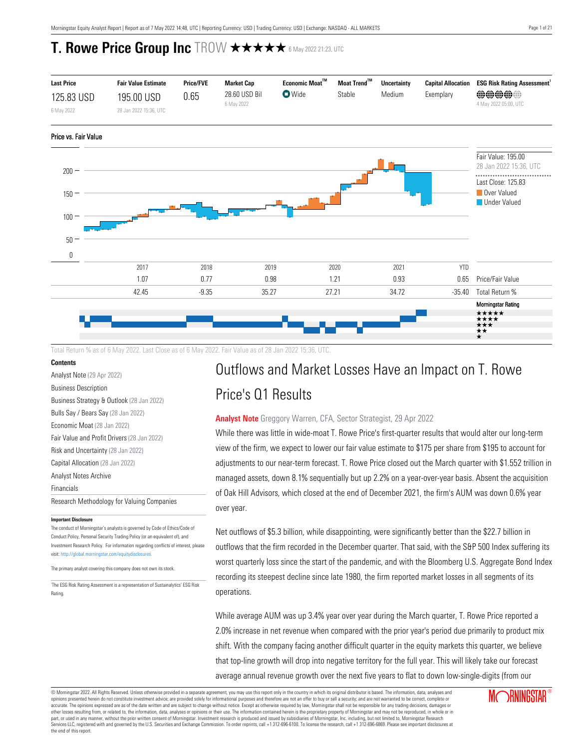# T. Rowe Price Group Inc TROW ★★★★★ 6 May 2022 21:23, UTC

| Last Price | Fair Value Estimate | Price/FVE | Market Cap | Economic Moat™ | Moat Trend™ | Uncertainty | Capital Allocation | ESG Risk Rating Assessment[1] |
|---|---|---|---|---|---|---|---|---|
| 125.83 USD<br>6 May 2022 | 195.00 USD<br>28 Jan 2022 15:36, UTC | 0.65 | 28.60 USD Bil<br>6 May 2022 | Wide | Stable | Medium | Exemplary | 4 May 2022 05:00, UTC |

## Price vs. Fair Value

Fair Value: 195.00
28 Jan 2022 15:36, UTC

Last Close: 125.83

Over Valued

Under Valued

| | 2017 | 2018 | 2019 | 2020 | 2021 | YTD | |
|---|---|---|---|---|---|---|---|
| | 1.07 | 0.77 | 0.98 | 1.21 | 0.93 | 0.65 | Price/Fair Value |
| | 42.45 | -9.35 | 35.27 | 27.21 | 34.72 | -35.40 | Total Return % |

Morningstar Rating

Total Return % as of 6 May 2022. Last Close as of 6 May 2022. Fair Value as of 28 Jan 2022 15:36, UTC.

### Contents

- Analyst Note (29 Apr 2022)
- Business Description
- Business Strategy & Outlook (28 Jan 2022)
- Bulls Say / Bears Say (28 Jan 2022)
- Economic Moat (28 Jan 2022)
- Fair Value and Profit Drivers (28 Jan 2022)
- Risk and Uncertainty (28 Jan 2022)
- Capital Allocation (28 Jan 2022)
- Analyst Notes Archive
- Financials
- Research Methodology for Valuing Companies

**Important Disclosure**

The conduct of Morningstar's analysts is governed by Code of Ethics/Code of Conduct Policy, Personal Security Trading Policy (or an equivalent of), and Investment Research Policy. For information regarding conflicts of interest, please visit: http://global.morningstar.com/equitydisclosures.

The primary analyst covering this company does not own its stock.

[1]The ESG Risk Rating Assessment is a representation of Sustainalytics' ESG Risk Rating.

## Outflows and Market Losses Have an Impact on T. Rowe Price's Q1 Results

**Analyst Note** Greggory Warren, CFA, Sector Strategist, 29 Apr 2022

While there was little in wide-moat T. Rowe Price's first-quarter results that would alter our long-term view of the firm, we expect to lower our fair value estimate to $175 per share from $195 to account for adjustments to our near-term forecast. T. Rowe Price closed out the March quarter with $1.552 trillion in managed assets, down 8.1% sequentially but up 2.2% on a year-over-year basis. Absent the acquisition of Oak Hill Advisors, which closed at the end of December 2021, the firm's AUM was down 0.6% year over year.

Net outflows of $5.3 billion, while disappointing, were significantly better than the $22.7 billion in outflows that the firm recorded in the December quarter. That said, with the S&P 500 Index suffering its worst quarterly loss since the start of the pandemic, and with the Bloomberg U.S. Aggregate Bond Index recording its steepest decline since late 1980, the firm reported market losses in all segments of its operations.

While average AUM was up 3.4% year over year during the March quarter, T. Rowe Price reported a 2.0% increase in net revenue when compared with the prior year's period due primarily to product mix shift. With the company facing another difficult quarter in the equity markets this quarter, we believe that top-line growth will drop into negative territory for the full year. This will likely take our forecast average annual revenue growth over the next five years to flat to down low-single-digits (from our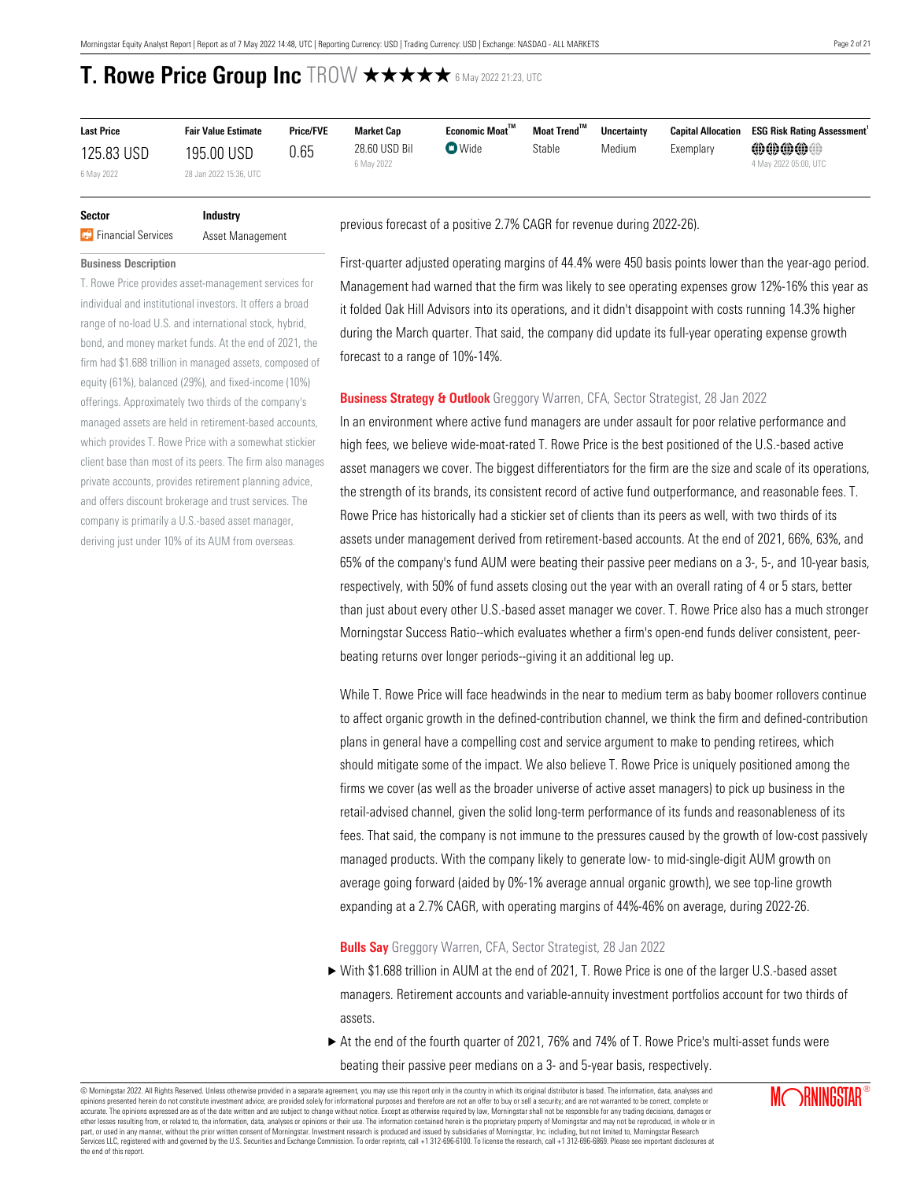# T. Rowe Price Group Inc TROW ★★★★★ 6 May 2022 21:23, UTC

| Last Price | Fair Value Estimate | Price/FVE | Market Cap | Economic Moat™ | Moat Trend™ | Uncertainty | Capital Allocation | ESG Risk Rating Assessment[1] |
|---|---|---|---|---|---|---|---|---|
| 125.83 USD<br>6 May 2022 | 195.00 USD<br>28 Jan 2022 15:36, UTC | 0.65 | 28.60 USD Bil<br>6 May 2022 | Wide | Stable | Medium | Exemplary | 4 May 2022 05:00, UTC |

| Sector | Industry |
|---|---|
| Financial Services | Asset Management |

**Business Description**

T. Rowe Price provides asset-management services for individual and institutional investors. It offers a broad range of no-load U.S. and international stock, hybrid, bond, and money market funds. At the end of 2021, the firm had $1.688 trillion in managed assets, composed of equity (61%), balanced (29%), and fixed-income (10%) offerings. Approximately two thirds of the company's managed assets are held in retirement-based accounts, which provides T. Rowe Price with a somewhat stickier client base than most of its peers. The firm also manages private accounts, provides retirement planning advice, and offers discount brokerage and trust services. The company is primarily a U.S.-based asset manager, deriving just under 10% of its AUM from overseas.

previous forecast of a positive 2.7% CAGR for revenue during 2022-26).

First-quarter adjusted operating margins of 44.4% were 450 basis points lower than the year-ago period. Management had warned that the firm was likely to see operating expenses grow 12%-16% this year as it folded Oak Hill Advisors into its operations, and it didn't disappoint with costs running 14.3% higher during the March quarter. That said, the company did update its full-year operating expense growth forecast to a range of 10%-14%.

**Business Strategy & Outlook** Greggory Warren, CFA, Sector Strategist, 28 Jan 2022

In an environment where active fund managers are under assault for poor relative performance and high fees, we believe wide-moat-rated T. Rowe Price is the best positioned of the U.S.-based active asset managers we cover. The biggest differentiators for the firm are the size and scale of its operations, the strength of its brands, its consistent record of active fund outperformance, and reasonable fees. T. Rowe Price has historically had a stickier set of clients than its peers as well, with two thirds of its assets under management derived from retirement-based accounts. At the end of 2021, 66%, 63%, and 65% of the company's fund AUM were beating their passive peer medians on a 3-, 5-, and 10-year basis, respectively, with 50% of fund assets closing out the year with an overall rating of 4 or 5 stars, better than just about every other U.S.-based asset manager we cover. T. Rowe Price also has a much stronger Morningstar Success Ratio--which evaluates whether a firm's open-end funds deliver consistent, peer-beating returns over longer periods--giving it an additional leg up.

While T. Rowe Price will face headwinds in the near to medium term as baby boomer rollovers continue to affect organic growth in the defined-contribution channel, we think the firm and defined-contribution plans in general have a compelling cost and service argument to make to pending retirees, which should mitigate some of the impact. We also believe T. Rowe Price is uniquely positioned among the firms we cover (as well as the broader universe of active asset managers) to pick up business in the retail-advised channel, given the solid long-term performance of its funds and reasonableness of its fees. That said, the company is not immune to the pressures caused by the growth of low-cost passively managed products. With the company likely to generate low- to mid-single-digit AUM growth on average going forward (aided by 0%-1% average annual organic growth), we see top-line growth expanding at a 2.7% CAGR, with operating margins of 44%-46% on average, during 2022-26.

**Bulls Say** Greggory Warren, CFA, Sector Strategist, 28 Jan 2022

- With $1.688 trillion in AUM at the end of 2021, T. Rowe Price is one of the larger U.S.-based asset managers. Retirement accounts and variable-annuity investment portfolios account for two thirds of assets.
- At the end of the fourth quarter of 2021, 76% and 74% of T. Rowe Price's multi-asset funds were beating their passive peer medians on a 3- and 5-year basis, respectively.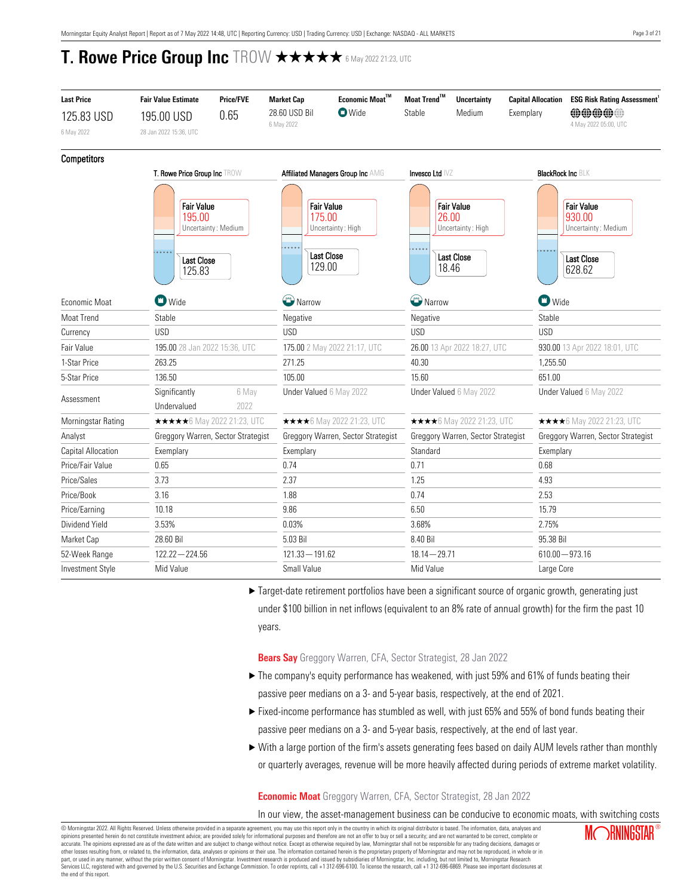# T. Rowe Price Group Inc TROW ★★★★★ 6 May 2022 21:23, UTC

| Last Price | Fair Value Estimate | Price/FVE | Market Cap | Economic Moat™ | Moat Trend™ | Uncertainty | Capital Allocation | ESG Risk Rating Assessment[1] |
|---|---|---|---|---|---|---|---|---|
| 125.83 USD<br>6 May 2022 | 195.00 USD<br>28 Jan 2022 15:36, UTC | 0.65 | 28.60 USD Bil<br>6 May 2022 | Wide | Stable | Medium | Exemplary | 4 May 2022 05:00, UTC |

## Competitors

| | T. Rowe Price Group Inc TROW | Affiliated Managers Group Inc AMG | Invesco Ltd IVZ | BlackRock Inc BLK |
|---|---|---|---|---|
| Fair Value | 195.00 (Uncertainty : Medium) | 175.00 (Uncertainty : High) | 26.00 (Uncertainty : High) | 930.00 (Uncertainty : Medium) |
| Last Close | 125.83 | 129.00 | 18.46 | 628.62 |
| Economic Moat | Wide | Narrow | Narrow | Wide |
| Moat Trend | Stable | Negative | Negative | Stable |
| Currency | USD | USD | USD | USD |
| Fair Value | 195.00 28 Jan 2022 15:36, UTC | 175.00 2 May 2022 21:17, UTC | 26.00 13 Apr 2022 18:27, UTC | 930.00 13 Apr 2022 18:01, UTC |
| 1-Star Price | 263.25 | 271.25 | 40.30 | 1,255.50 |
| 5-Star Price | 136.50 | 105.00 | 15.60 | 651.00 |
| Assessment | Significantly Undervalued 6 May 2022 | Under Valued 6 May 2022 | Under Valued 6 May 2022 | Under Valued 6 May 2022 |
| Morningstar Rating | ★★★★★ 6 May 2022 21:23, UTC | ★★★★ 6 May 2022 21:23, UTC | ★★★★ 6 May 2022 21:23, UTC | ★★★★ 6 May 2022 21:23, UTC |
| Analyst | Greggory Warren, Sector Strategist | Greggory Warren, Sector Strategist | Greggory Warren, Sector Strategist | Greggory Warren, Sector Strategist |
| Capital Allocation | Exemplary | Exemplary | Standard | Exemplary |
| Price/Fair Value | 0.65 | 0.74 | 0.71 | 0.68 |
| Price/Sales | 3.73 | 2.37 | 1.25 | 4.93 |
| Price/Book | 3.16 | 1.88 | 0.74 | 2.53 |
| Price/Earning | 10.18 | 9.86 | 6.50 | 15.79 |
| Dividend Yield | 3.53% | 0.03% | 3.68% | 2.75% |
| Market Cap | 28.60 Bil | 5.03 Bil | 8.40 Bil | 95.38 Bil |
| 52-Week Range | 122.22—224.56 | 121.33—191.62 | 18.14—29.71 | 610.00—973.16 |
| Investment Style | Mid Value | Small Value | Mid Value | Large Core |

- Target-date retirement portfolios have been a significant source of organic growth, generating just under $100 billion in net inflows (equivalent to an 8% rate of annual growth) for the firm the past 10 years.

**Bears Say** Greggory Warren, CFA, Sector Strategist, 28 Jan 2022

- The company's equity performance has weakened, with just 59% and 61% of funds beating their passive peer medians on a 3- and 5-year basis, respectively, at the end of 2021.
- Fixed-income performance has stumbled as well, with just 65% and 55% of bond funds beating their passive peer medians on a 3- and 5-year basis, respectively, at the end of last year.
- With a large portion of the firm's assets generating fees based on daily AUM levels rather than monthly or quarterly averages, revenue will be more heavily affected during periods of extreme market volatility.

**Economic Moat** Greggory Warren, CFA, Sector Strategist, 28 Jan 2022

In our view, the asset-management business can be conducive to economic moats, with switching costs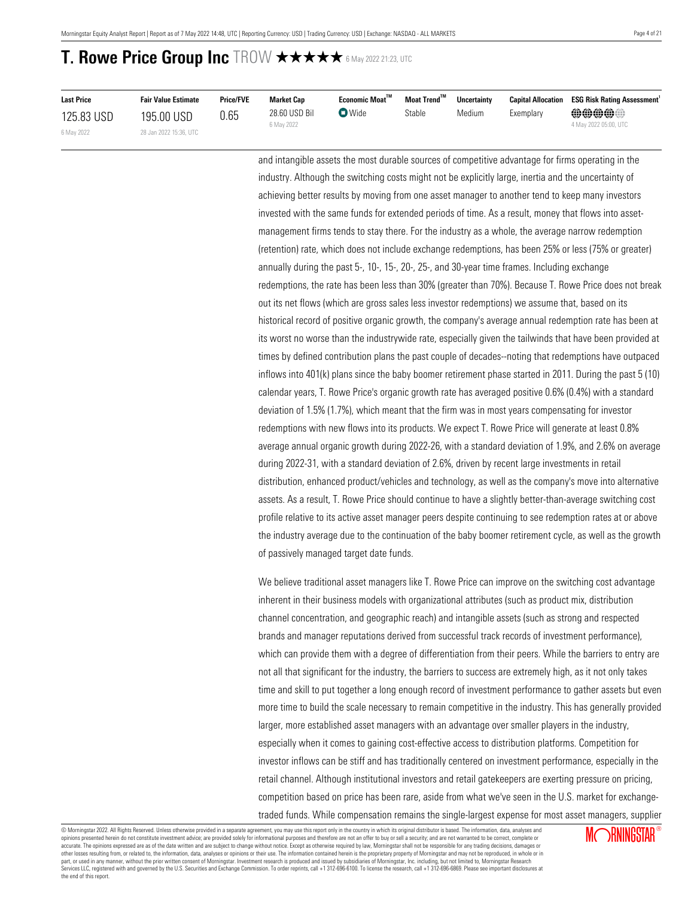# T. Rowe Price Group Inc TROW ★★★★★ 6 May 2022 21:23, UTC

| Last Price | Fair Value Estimate | Price/FVE | Market Cap | Economic Moat™ | Moat Trend™ | Uncertainty | Capital Allocation | ESG Risk Rating Assessment[1] |
|---|---|---|---|---|---|---|---|---|
| 125.83 USD<br>6 May 2022 | 195.00 USD<br>28 Jan 2022 15:36, UTC | 0.65 | 28.60 USD Bil<br>6 May 2022 | Wide | Stable | Medium | Exemplary | 4 May 2022 05:00, UTC |

and intangible assets the most durable sources of competitive advantage for firms operating in the industry. Although the switching costs might not be explicitly large, inertia and the uncertainty of achieving better results by moving from one asset manager to another tend to keep many investors invested with the same funds for extended periods of time. As a result, money that flows into asset-management firms tends to stay there. For the industry as a whole, the average narrow redemption (retention) rate, which does not include exchange redemptions, has been 25% or less (75% or greater) annually during the past 5-, 10-, 15-, 20-, 25-, and 30-year time frames. Including exchange redemptions, the rate has been less than 30% (greater than 70%). Because T. Rowe Price does not break out its net flows (which are gross sales less investor redemptions) we assume that, based on its historical record of positive organic growth, the company's average annual redemption rate has been at its worst no worse than the industrywide rate, especially given the tailwinds that have been provided at times by defined contribution plans the past couple of decades--noting that redemptions have outpaced inflows into 401(k) plans since the baby boomer retirement phase started in 2011. During the past 5 (10) calendar years, T. Rowe Price's organic growth rate has averaged positive 0.6% (0.4%) with a standard deviation of 1.5% (1.7%), which meant that the firm was in most years compensating for investor redemptions with new flows into its products. We expect T. Rowe Price will generate at least 0.8% average annual organic growth during 2022-26, with a standard deviation of 1.9%, and 2.6% on average during 2022-31, with a standard deviation of 2.6%, driven by recent large investments in retail distribution, enhanced product/vehicles and technology, as well as the company's move into alternative assets. As a result, T. Rowe Price should continue to have a slightly better-than-average switching cost profile relative to its active asset manager peers despite continuing to see redemption rates at or above the industry average due to the continuation of the baby boomer retirement cycle, as well as the growth of passively managed target date funds.

We believe traditional asset managers like T. Rowe Price can improve on the switching cost advantage inherent in their business models with organizational attributes (such as product mix, distribution channel concentration, and geographic reach) and intangible assets (such as strong and respected brands and manager reputations derived from successful track records of investment performance), which can provide them with a degree of differentiation from their peers. While the barriers to entry are not all that significant for the industry, the barriers to success are extremely high, as it not only takes time and skill to put together a long enough record of investment performance to gather assets but even more time to build the scale necessary to remain competitive in the industry. This has generally provided larger, more established asset managers with an advantage over smaller players in the industry, especially when it comes to gaining cost-effective access to distribution platforms. Competition for investor inflows can be stiff and has traditionally centered on investment performance, especially in the retail channel. Although institutional investors and retail gatekeepers are exerting pressure on pricing, competition based on price has been rare, aside from what we've seen in the U.S. market for exchange-traded funds. While compensation remains the single-largest expense for most asset managers, supplier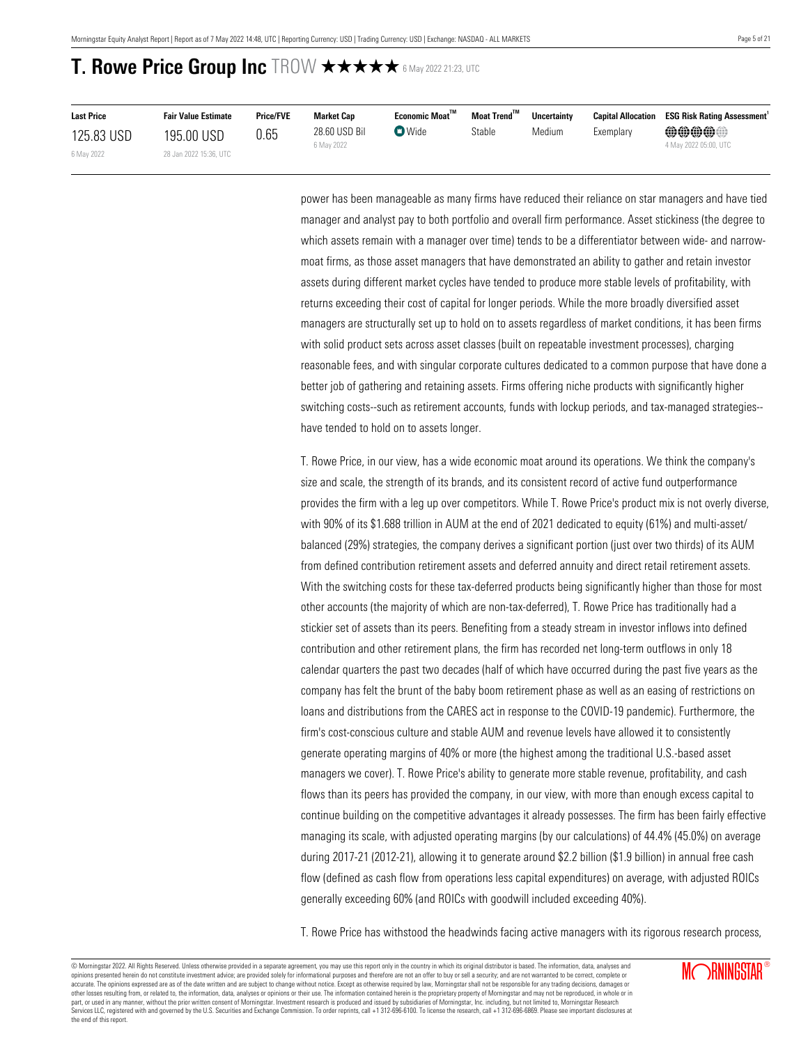# T. Rowe Price Group Inc TROW ★★★★★ 6 May 2022 21:23, UTC

| Last Price | Fair Value Estimate | Price/FVE | Market Cap | Economic Moat™ | Moat Trend™ | Uncertainty | Capital Allocation | ESG Risk Rating Assessment[1] |
|---|---|---|---|---|---|---|---|---|
| 125.83 USD<br>6 May 2022 | 195.00 USD<br>28 Jan 2022 15:36, UTC | 0.65 | 28.60 USD Bil<br>6 May 2022 | Wide | Stable | Medium | Exemplary | 4 May 2022 05:00, UTC |

power has been manageable as many firms have reduced their reliance on star managers and have tied manager and analyst pay to both portfolio and overall firm performance. Asset stickiness (the degree to which assets remain with a manager over time) tends to be a differentiator between wide- and narrow-moat firms, as those asset managers that have demonstrated an ability to gather and retain investor assets during different market cycles have tended to produce more stable levels of profitability, with returns exceeding their cost of capital for longer periods. While the more broadly diversified asset managers are structurally set up to hold on to assets regardless of market conditions, it has been firms with solid product sets across asset classes (built on repeatable investment processes), charging reasonable fees, and with singular corporate cultures dedicated to a common purpose that have done a better job of gathering and retaining assets. Firms offering niche products with significantly higher switching costs--such as retirement accounts, funds with lockup periods, and tax-managed strategies--have tended to hold on to assets longer.

T. Rowe Price, in our view, has a wide economic moat around its operations. We think the company's size and scale, the strength of its brands, and its consistent record of active fund outperformance provides the firm with a leg up over competitors. While T. Rowe Price's product mix is not overly diverse, with 90% of its $1.688 trillion in AUM at the end of 2021 dedicated to equity (61%) and multi-asset/balanced (29%) strategies, the company derives a significant portion (just over two thirds) of its AUM from defined contribution retirement assets and deferred annuity and direct retail retirement assets. With the switching costs for these tax-deferred products being significantly higher than those for most other accounts (the majority of which are non-tax-deferred), T. Rowe Price has traditionally had a stickier set of assets than its peers. Benefiting from a steady stream in investor inflows into defined contribution and other retirement plans, the firm has recorded net long-term outflows in only 18 calendar quarters the past two decades (half of which have occurred during the past five years as the company has felt the brunt of the baby boom retirement phase as well as an easing of restrictions on loans and distributions from the CARES act in response to the COVID-19 pandemic). Furthermore, the firm's cost-conscious culture and stable AUM and revenue levels have allowed it to consistently generate operating margins of 40% or more (the highest among the traditional U.S.-based asset managers we cover). T. Rowe Price's ability to generate more stable revenue, profitability, and cash flows than its peers has provided the company, in our view, with more than enough excess capital to continue building on the competitive advantages it already possesses. The firm has been fairly effective managing its scale, with adjusted operating margins (by our calculations) of 44.4% (45.0%) on average during 2017-21 (2012-21), allowing it to generate around $2.2 billion ($1.9 billion) in annual free cash flow (defined as cash flow from operations less capital expenditures) on average, with adjusted ROICs generally exceeding 60% (and ROICs with goodwill included exceeding 40%).

T. Rowe Price has withstood the headwinds facing active managers with its rigorous research process,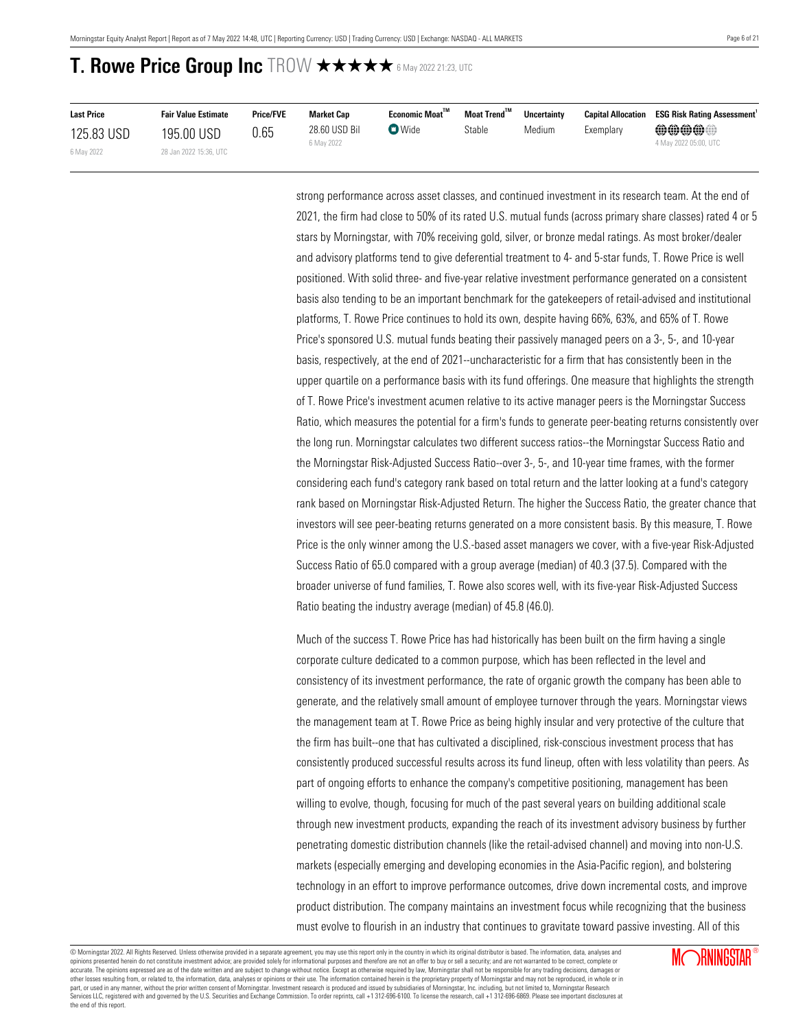# T. Rowe Price Group Inc TROW ★★★★★ 6 May 2022 21:23, UTC

| Last Price | Fair Value Estimate | Price/FVE | Market Cap | Economic Moat™ | Moat Trend™ | Uncertainty | Capital Allocation | ESG Risk Rating Assessment[1] |
|---|---|---|---|---|---|---|---|---|
| 125.83 USD<br>6 May 2022 | 195.00 USD<br>28 Jan 2022 15:36, UTC | 0.65 | 28.60 USD Bil<br>6 May 2022 | Wide | Stable | Medium | Exemplary | 4 May 2022 05:00, UTC |

strong performance across asset classes, and continued investment in its research team. At the end of 2021, the firm had close to 50% of its rated U.S. mutual funds (across primary share classes) rated 4 or 5 stars by Morningstar, with 70% receiving gold, silver, or bronze medal ratings. As most broker/dealer and advisory platforms tend to give deferential treatment to 4- and 5-star funds, T. Rowe Price is well positioned. With solid three- and five-year relative investment performance generated on a consistent basis also tending to be an important benchmark for the gatekeepers of retail-advised and institutional platforms, T. Rowe Price continues to hold its own, despite having 66%, 63%, and 65% of T. Rowe Price's sponsored U.S. mutual funds beating their passively managed peers on a 3-, 5-, and 10-year basis, respectively, at the end of 2021--uncharacteristic for a firm that has consistently been in the upper quartile on a performance basis with its fund offerings. One measure that highlights the strength of T. Rowe Price's investment acumen relative to its active manager peers is the Morningstar Success Ratio, which measures the potential for a firm's funds to generate peer-beating returns consistently over the long run. Morningstar calculates two different success ratios--the Morningstar Success Ratio and the Morningstar Risk-Adjusted Success Ratio--over 3-, 5-, and 10-year time frames, with the former considering each fund's category rank based on total return and the latter looking at a fund's category rank based on Morningstar Risk-Adjusted Return. The higher the Success Ratio, the greater chance that investors will see peer-beating returns generated on a more consistent basis. By this measure, T. Rowe Price is the only winner among the U.S.-based asset managers we cover, with a five-year Risk-Adjusted Success Ratio of 65.0 compared with a group average (median) of 40.3 (37.5). Compared with the broader universe of fund families, T. Rowe also scores well, with its five-year Risk-Adjusted Success Ratio beating the industry average (median) of 45.8 (46.0).

Much of the success T. Rowe Price has had historically has been built on the firm having a single corporate culture dedicated to a common purpose, which has been reflected in the level and consistency of its investment performance, the rate of organic growth the company has been able to generate, and the relatively small amount of employee turnover through the years. Morningstar views the management team at T. Rowe Price as being highly insular and very protective of the culture that the firm has built--one that has cultivated a disciplined, risk-conscious investment process that has consistently produced successful results across its fund lineup, often with less volatility than peers. As part of ongoing efforts to enhance the company's competitive positioning, management has been willing to evolve, though, focusing for much of the past several years on building additional scale through new investment products, expanding the reach of its investment advisory business by further penetrating domestic distribution channels (like the retail-advised channel) and moving into non-U.S. markets (especially emerging and developing economies in the Asia-Pacific region), and bolstering technology in an effort to improve performance outcomes, drive down incremental costs, and improve product distribution. The company maintains an investment focus while recognizing that the business must evolve to flourish in an industry that continues to gravitate toward passive investing. All of this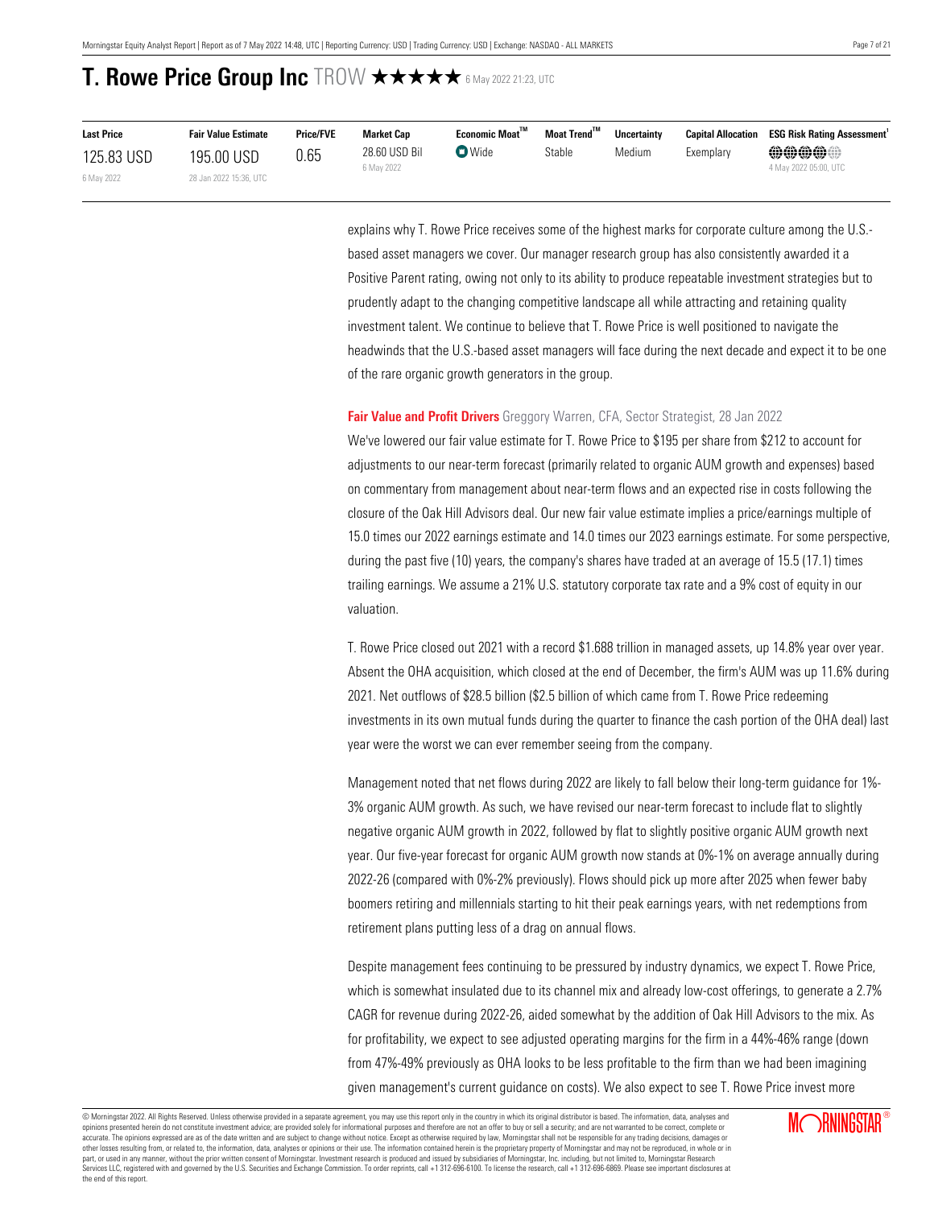# T. Rowe Price Group Inc TROW ★★★★★ 6 May 2022 21:23, UTC

| Last Price | Fair Value Estimate | Price/FVE | Market Cap | Economic Moat™ | Moat Trend™ | Uncertainty | Capital Allocation | ESG Risk Rating Assessment[1] |
|---|---|---|---|---|---|---|---|---|
| 125.83 USD<br>6 May 2022 | 195.00 USD<br>28 Jan 2022 15:36, UTC | 0.65 | 28.60 USD Bil<br>6 May 2022 | Wide | Stable | Medium | Exemplary | 4 May 2022 05:00, UTC |

explains why T. Rowe Price receives some of the highest marks for corporate culture among the U.S.-based asset managers we cover. Our manager research group has also consistently awarded it a Positive Parent rating, owing not only to its ability to produce repeatable investment strategies but to prudently adapt to the changing competitive landscape all while attracting and retaining quality investment talent. We continue to believe that T. Rowe Price is well positioned to navigate the headwinds that the U.S.-based asset managers will face during the next decade and expect it to be one of the rare organic growth generators in the group.

**Fair Value and Profit Drivers** Greggory Warren, CFA, Sector Strategist, 28 Jan 2022

We've lowered our fair value estimate for T. Rowe Price to $195 per share from $212 to account for adjustments to our near-term forecast (primarily related to organic AUM growth and expenses) based on commentary from management about near-term flows and an expected rise in costs following the closure of the Oak Hill Advisors deal. Our new fair value estimate implies a price/earnings multiple of 15.0 times our 2022 earnings estimate and 14.0 times our 2023 earnings estimate. For some perspective, during the past five (10) years, the company's shares have traded at an average of 15.5 (17.1) times trailing earnings. We assume a 21% U.S. statutory corporate tax rate and a 9% cost of equity in our valuation.

T. Rowe Price closed out 2021 with a record $1.688 trillion in managed assets, up 14.8% year over year. Absent the OHA acquisition, which closed at the end of December, the firm's AUM was up 11.6% during 2021. Net outflows of $28.5 billion ($2.5 billion of which came from T. Rowe Price redeeming investments in its own mutual funds during the quarter to finance the cash portion of the OHA deal) last year were the worst we can ever remember seeing from the company.

Management noted that net flows during 2022 are likely to fall below their long-term guidance for 1%-3% organic AUM growth. As such, we have revised our near-term forecast to include flat to slightly negative organic AUM growth in 2022, followed by flat to slightly positive organic AUM growth next year. Our five-year forecast for organic AUM growth now stands at 0%-1% on average annually during 2022-26 (compared with 0%-2% previously). Flows should pick up more after 2025 when fewer baby boomers retiring and millennials starting to hit their peak earnings years, with net redemptions from retirement plans putting less of a drag on annual flows.

Despite management fees continuing to be pressured by industry dynamics, we expect T. Rowe Price, which is somewhat insulated due to its channel mix and already low-cost offerings, to generate a 2.7% CAGR for revenue during 2022-26, aided somewhat by the addition of Oak Hill Advisors to the mix. As for profitability, we expect to see adjusted operating margins for the firm in a 44%-46% range (down from 47%-49% previously as OHA looks to be less profitable to the firm than we had been imagining given management's current guidance on costs). We also expect to see T. Rowe Price invest more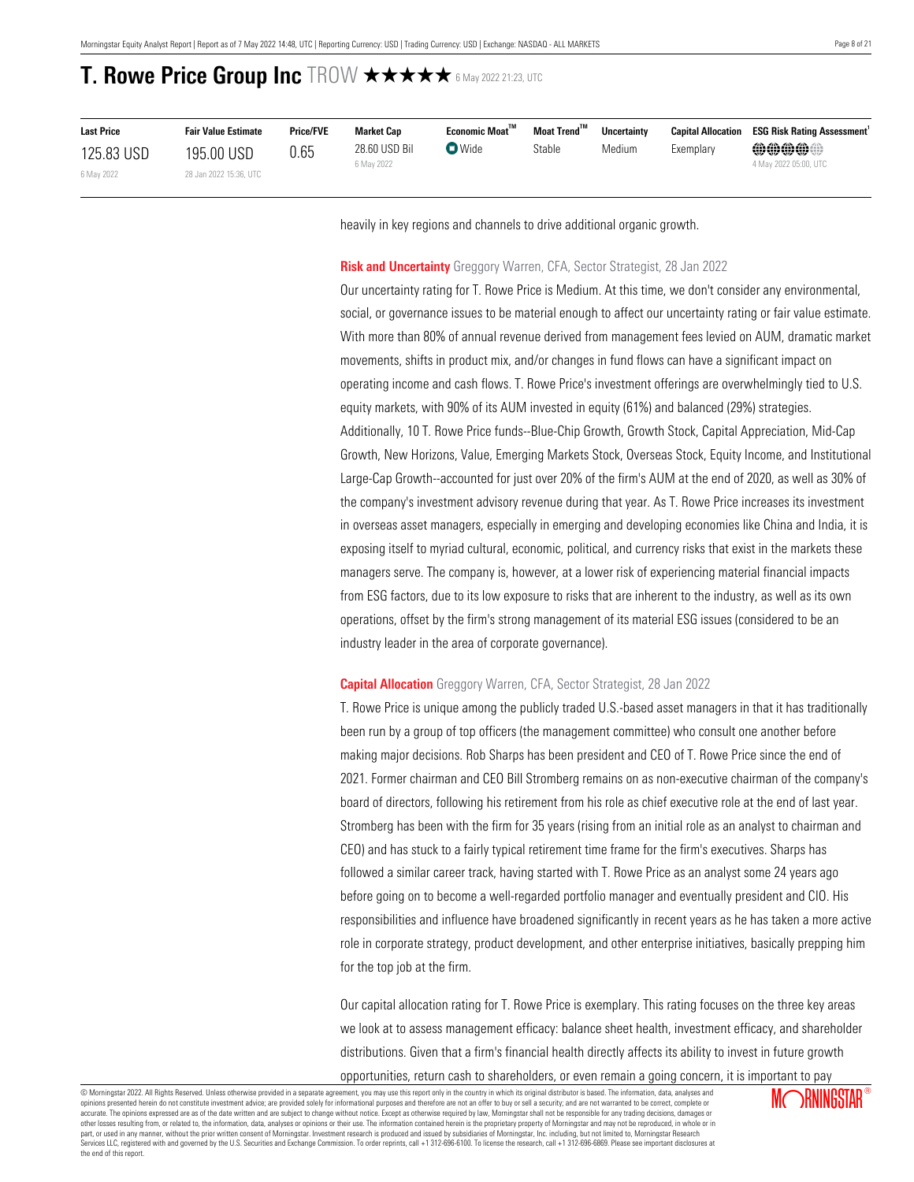# T. Rowe Price Group Inc TROW ★★★★★ 6 May 2022 21:23, UTC

| Last Price | Fair Value Estimate | Price/FVE | Market Cap | Economic Moat™ | Moat Trend™ | Uncertainty | Capital Allocation | ESG Risk Rating Assessment[1] |
|---|---|---|---|---|---|---|---|---|
| 125.83 USD<br>6 May 2022 | 195.00 USD<br>28 Jan 2022 15:36, UTC | 0.65 | 28.60 USD Bil<br>6 May 2022 | Wide | Stable | Medium | Exemplary | 4 May 2022 05:00, UTC |

heavily in key regions and channels to drive additional organic growth.

**Risk and Uncertainty** Greggory Warren, CFA, Sector Strategist, 28 Jan 2022

Our uncertainty rating for T. Rowe Price is Medium. At this time, we don't consider any environmental, social, or governance issues to be material enough to affect our uncertainty rating or fair value estimate. With more than 80% of annual revenue derived from management fees levied on AUM, dramatic market movements, shifts in product mix, and/or changes in fund flows can have a significant impact on operating income and cash flows. T. Rowe Price's investment offerings are overwhelmingly tied to U.S. equity markets, with 90% of its AUM invested in equity (61%) and balanced (29%) strategies. Additionally, 10 T. Rowe Price funds--Blue-Chip Growth, Growth Stock, Capital Appreciation, Mid-Cap Growth, New Horizons, Value, Emerging Markets Stock, Overseas Stock, Equity Income, and Institutional Large-Cap Growth--accounted for just over 20% of the firm's AUM at the end of 2020, as well as 30% of the company's investment advisory revenue during that year. As T. Rowe Price increases its investment in overseas asset managers, especially in emerging and developing economies like China and India, it is exposing itself to myriad cultural, economic, political, and currency risks that exist in the markets these managers serve. The company is, however, at a lower risk of experiencing material financial impacts from ESG factors, due to its low exposure to risks that are inherent to the industry, as well as its own operations, offset by the firm's strong management of its material ESG issues (considered to be an industry leader in the area of corporate governance).

**Capital Allocation** Greggory Warren, CFA, Sector Strategist, 28 Jan 2022

T. Rowe Price is unique among the publicly traded U.S.-based asset managers in that it has traditionally been run by a group of top officers (the management committee) who consult one another before making major decisions. Rob Sharps has been president and CEO of T. Rowe Price since the end of 2021. Former chairman and CEO Bill Stromberg remains on as non-executive chairman of the company's board of directors, following his retirement from his role as chief executive role at the end of last year. Stromberg has been with the firm for 35 years (rising from an initial role as an analyst to chairman and CEO) and has stuck to a fairly typical retirement time frame for the firm's executives. Sharps has followed a similar career track, having started with T. Rowe Price as an analyst some 24 years ago before going on to become a well-regarded portfolio manager and eventually president and CIO. His responsibilities and influence have broadened significantly in recent years as he has taken a more active role in corporate strategy, product development, and other enterprise initiatives, basically prepping him for the top job at the firm.

Our capital allocation rating for T. Rowe Price is exemplary. This rating focuses on the three key areas we look at to assess management efficacy: balance sheet health, investment efficacy, and shareholder distributions. Given that a firm's financial health directly affects its ability to invest in future growth opportunities, return cash to shareholders, or even remain a going concern, it is important to pay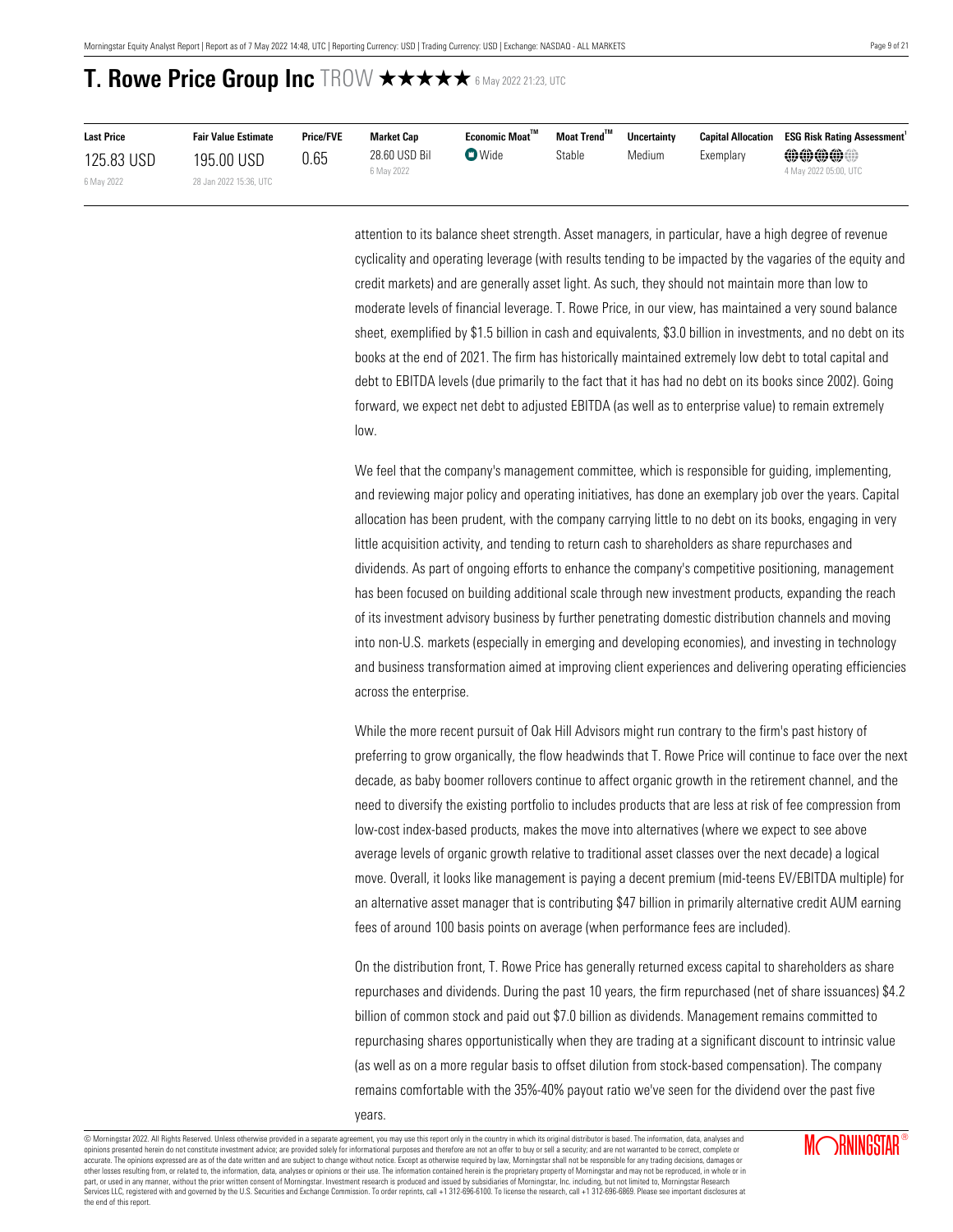# T. Rowe Price Group Inc TROW ★★★★★ 6 May 2022 21:23, UTC

| Last Price | Fair Value Estimate | Price/FVE | Market Cap | Economic Moat™ | Moat Trend™ | Uncertainty | Capital Allocation | ESG Risk Rating Assessment[1] |
|---|---|---|---|---|---|---|---|---|
| 125.83 USD<br>6 May 2022 | 195.00 USD<br>28 Jan 2022 15:36, UTC | 0.65 | 28.60 USD Bil<br>6 May 2022 | Wide | Stable | Medium | Exemplary | 4 May 2022 05:00, UTC |

attention to its balance sheet strength. Asset managers, in particular, have a high degree of revenue cyclicality and operating leverage (with results tending to be impacted by the vagaries of the equity and credit markets) and are generally asset light. As such, they should not maintain more than low to moderate levels of financial leverage. T. Rowe Price, in our view, has maintained a very sound balance sheet, exemplified by $1.5 billion in cash and equivalents, $3.0 billion in investments, and no debt on its books at the end of 2021. The firm has historically maintained extremely low debt to total capital and debt to EBITDA levels (due primarily to the fact that it has had no debt on its books since 2002). Going forward, we expect net debt to adjusted EBITDA (as well as to enterprise value) to remain extremely low.

We feel that the company's management committee, which is responsible for guiding, implementing, and reviewing major policy and operating initiatives, has done an exemplary job over the years. Capital allocation has been prudent, with the company carrying little to no debt on its books, engaging in very little acquisition activity, and tending to return cash to shareholders as share repurchases and dividends. As part of ongoing efforts to enhance the company's competitive positioning, management has been focused on building additional scale through new investment products, expanding the reach of its investment advisory business by further penetrating domestic distribution channels and moving into non-U.S. markets (especially in emerging and developing economies), and investing in technology and business transformation aimed at improving client experiences and delivering operating efficiencies across the enterprise.

While the more recent pursuit of Oak Hill Advisors might run contrary to the firm's past history of preferring to grow organically, the flow headwinds that T. Rowe Price will continue to face over the next decade, as baby boomer rollovers continue to affect organic growth in the retirement channel, and the need to diversify the existing portfolio to includes products that are less at risk of fee compression from low-cost index-based products, makes the move into alternatives (where we expect to see above average levels of organic growth relative to traditional asset classes over the next decade) a logical move. Overall, it looks like management is paying a decent premium (mid-teens EV/EBITDA multiple) for an alternative asset manager that is contributing $47 billion in primarily alternative credit AUM earning fees of around 100 basis points on average (when performance fees are included).

On the distribution front, T. Rowe Price has generally returned excess capital to shareholders as share repurchases and dividends. During the past 10 years, the firm repurchased (net of share issuances) $4.2 billion of common stock and paid out $7.0 billion as dividends. Management remains committed to repurchasing shares opportunistically when they are trading at a significant discount to intrinsic value (as well as on a more regular basis to offset dilution from stock-based compensation). The company remains comfortable with the 35%-40% payout ratio we've seen for the dividend over the past five years.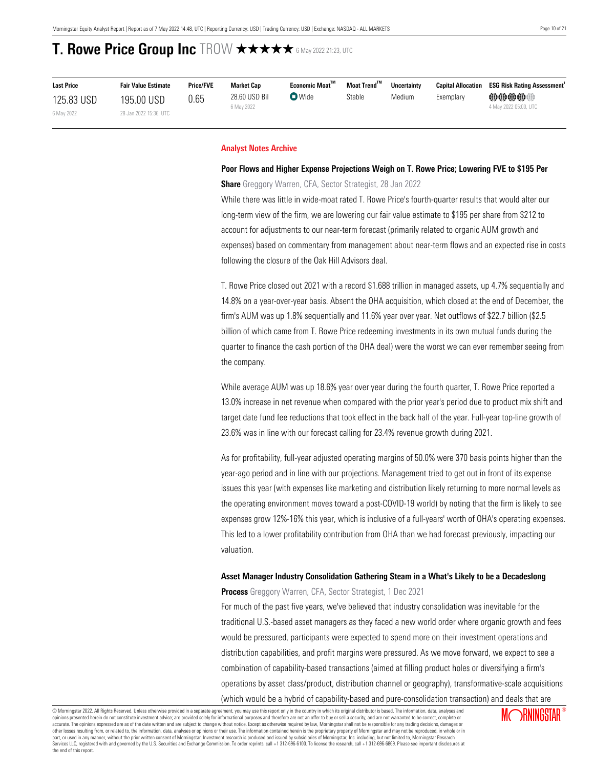# T. Rowe Price Group Inc TROW ★★★★★ 6 May 2022 21:23, UTC

| Last Price | Fair Value Estimate | Price/FVE | Market Cap | Economic Moat™ | Moat Trend™ | Uncertainty | Capital Allocation | ESG Risk Rating Assessment[1] |
|---|---|---|---|---|---|---|---|---|
| 125.83 USD<br>6 May 2022 | 195.00 USD<br>28 Jan 2022 15:36, UTC | 0.65 | 28.60 USD Bil<br>6 May 2022 | Wide | Stable | Medium | Exemplary | 4 May 2022 05:00, UTC |

## Analyst Notes Archive

### Poor Flows and Higher Expense Projections Weigh on T. Rowe Price; Lowering FVE to $195 Per Share

Greggory Warren, CFA, Sector Strategist, 28 Jan 2022

While there was little in wide-moat rated T. Rowe Price's fourth-quarter results that would alter our long-term view of the firm, we are lowering our fair value estimate to $195 per share from $212 to account for adjustments to our near-term forecast (primarily related to organic AUM growth and expenses) based on commentary from management about near-term flows and an expected rise in costs following the closure of the Oak Hill Advisors deal.

T. Rowe Price closed out 2021 with a record $1.688 trillion in managed assets, up 4.7% sequentially and 14.8% on a year-over-year basis. Absent the OHA acquisition, which closed at the end of December, the firm's AUM was up 1.8% sequentially and 11.6% year over year. Net outflows of $22.7 billion ($2.5 billion of which came from T. Rowe Price redeeming investments in its own mutual funds during the quarter to finance the cash portion of the OHA deal) were the worst we can ever remember seeing from the company.

While average AUM was up 18.6% year over year during the fourth quarter, T. Rowe Price reported a 13.0% increase in net revenue when compared with the prior year's period due to product mix shift and target date fund fee reductions that took effect in the back half of the year. Full-year top-line growth of 23.6% was in line with our forecast calling for 23.4% revenue growth during 2021.

As for profitability, full-year adjusted operating margins of 50.0% were 370 basis points higher than the year-ago period and in line with our projections. Management tried to get out in front of its expense issues this year (with expenses like marketing and distribution likely returning to more normal levels as the operating environment moves toward a post-COVID-19 world) by noting that the firm is likely to see expenses grow 12%-16% this year, which is inclusive of a full-years' worth of OHA's operating expenses. This led to a lower profitability contribution from OHA than we had forecast previously, impacting our valuation.

### Asset Manager Industry Consolidation Gathering Steam in a What's Likely to be a Decadeslong Process

Greggory Warren, CFA, Sector Strategist, 1 Dec 2021

For much of the past five years, we've believed that industry consolidation was inevitable for the traditional U.S.-based asset managers as they faced a new world order where organic growth and fees would be pressured, participants were expected to spend more on their investment operations and distribution capabilities, and profit margins were pressured. As we move forward, we expect to see a combination of capability-based transactions (aimed at filling product holes or diversifying a firm's operations by asset class/product, distribution channel or geography), transformative-scale acquisitions (which would be a hybrid of capability-based and pure-consolidation transaction) and deals that are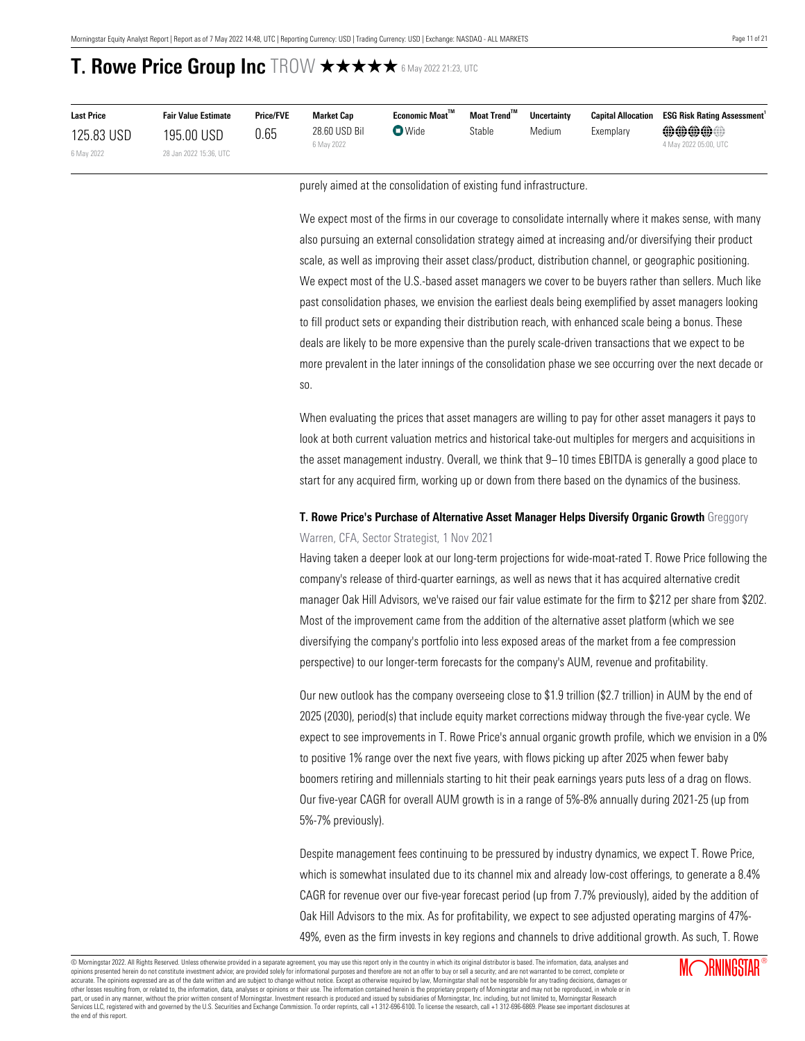# T. Rowe Price Group Inc TROW ★★★★★ 6 May 2022 21:23, UTC

| Last Price | Fair Value Estimate | Price/FVE | Market Cap | Economic Moat™ | Moat Trend™ | Uncertainty | Capital Allocation | ESG Risk Rating Assessment[1] |
|---|---|---|---|---|---|---|---|---|
| 125.83 USD<br>6 May 2022 | 195.00 USD<br>28 Jan 2022 15:36, UTC | 0.65 | 28.60 USD Bil<br>6 May 2022 | Wide | Stable | Medium | Exemplary | 4 May 2022 05:00, UTC |

purely aimed at the consolidation of existing fund infrastructure.

We expect most of the firms in our coverage to consolidate internally where it makes sense, with many also pursuing an external consolidation strategy aimed at increasing and/or diversifying their product scale, as well as improving their asset class/product, distribution channel, or geographic positioning. We expect most of the U.S.-based asset managers we cover to be buyers rather than sellers. Much like past consolidation phases, we envision the earliest deals being exemplified by asset managers looking to fill product sets or expanding their distribution reach, with enhanced scale being a bonus. These deals are likely to be more expensive than the purely scale-driven transactions that we expect to be more prevalent in the later innings of the consolidation phase we see occurring over the next decade or so.

When evaluating the prices that asset managers are willing to pay for other asset managers it pays to look at both current valuation metrics and historical take-out multiples for mergers and acquisitions in the asset management industry. Overall, we think that 9–10 times EBITDA is generally a good place to start for any acquired firm, working up or down from there based on the dynamics of the business.

**T. Rowe Price's Purchase of Alternative Asset Manager Helps Diversify Organic Growth** Greggory Warren, CFA, Sector Strategist, 1 Nov 2021

Having taken a deeper look at our long-term projections for wide-moat-rated T. Rowe Price following the company's release of third-quarter earnings, as well as news that it has acquired alternative credit manager Oak Hill Advisors, we've raised our fair value estimate for the firm to $212 per share from $202. Most of the improvement came from the addition of the alternative asset platform (which we see diversifying the company's portfolio into less exposed areas of the market from a fee compression perspective) to our longer-term forecasts for the company's AUM, revenue and profitability.

Our new outlook has the company overseeing close to $1.9 trillion ($2.7 trillion) in AUM by the end of 2025 (2030), period(s) that include equity market corrections midway through the five-year cycle. We expect to see improvements in T. Rowe Price's annual organic growth profile, which we envision in a 0% to positive 1% range over the next five years, with flows picking up after 2025 when fewer baby boomers retiring and millennials starting to hit their peak earnings years puts less of a drag on flows. Our five-year CAGR for overall AUM growth is in a range of 5%-8% annually during 2021-25 (up from 5%-7% previously).

Despite management fees continuing to be pressured by industry dynamics, we expect T. Rowe Price, which is somewhat insulated due to its channel mix and already low-cost offerings, to generate a 8.4% CAGR for revenue over our five-year forecast period (up from 7.7% previously), aided by the addition of Oak Hill Advisors to the mix. As for profitability, we expect to see adjusted operating margins of 47%-49%, even as the firm invests in key regions and channels to drive additional growth. As such, T. Rowe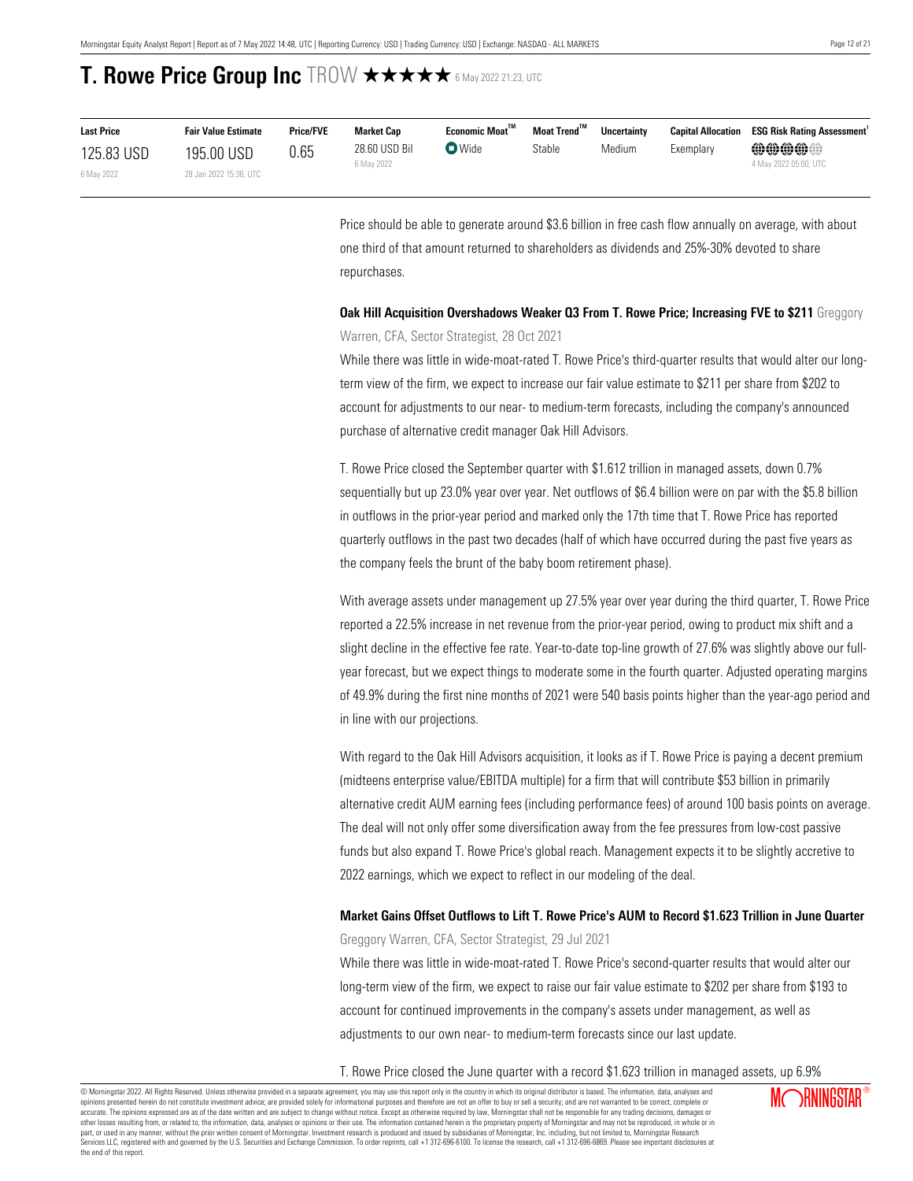# T. Rowe Price Group Inc TROW ★★★★★ 6 May 2022 21:23, UTC

| Last Price | Fair Value Estimate | Price/FVE | Market Cap | Economic Moat™ | Moat Trend™ | Uncertainty | Capital Allocation | ESG Risk Rating Assessment[1] |
|---|---|---|---|---|---|---|---|---|
| 125.83 USD<br>6 May 2022 | 195.00 USD<br>28 Jan 2022 15:36, UTC | 0.65 | 28.60 USD Bil<br>6 May 2022 | Wide | Stable | Medium | Exemplary | 4 May 2022 05:00, UTC |

Price should be able to generate around $3.6 billion in free cash flow annually on average, with about one third of that amount returned to shareholders as dividends and 25%-30% devoted to share repurchases.

**Oak Hill Acquisition Overshadows Weaker Q3 From T. Rowe Price; Increasing FVE to $211** Greggory Warren, CFA, Sector Strategist, 28 Oct 2021

While there was little in wide-moat-rated T. Rowe Price's third-quarter results that would alter our long-term view of the firm, we expect to increase our fair value estimate to $211 per share from $202 to account for adjustments to our near- to medium-term forecasts, including the company's announced purchase of alternative credit manager Oak Hill Advisors.

T. Rowe Price closed the September quarter with $1.612 trillion in managed assets, down 0.7% sequentially but up 23.0% year over year. Net outflows of $6.4 billion were on par with the $5.8 billion in outflows in the prior-year period and marked only the 17th time that T. Rowe Price has reported quarterly outflows in the past two decades (half of which have occurred during the past five years as the company feels the brunt of the baby boom retirement phase).

With average assets under management up 27.5% year over year during the third quarter, T. Rowe Price reported a 22.5% increase in net revenue from the prior-year period, owing to product mix shift and a slight decline in the effective fee rate. Year-to-date top-line growth of 27.6% was slightly above our full-year forecast, but we expect things to moderate some in the fourth quarter. Adjusted operating margins of 49.9% during the first nine months of 2021 were 540 basis points higher than the year-ago period and in line with our projections.

With regard to the Oak Hill Advisors acquisition, it looks as if T. Rowe Price is paying a decent premium (midteens enterprise value/EBITDA multiple) for a firm that will contribute $53 billion in primarily alternative credit AUM earning fees (including performance fees) of around 100 basis points on average. The deal will not only offer some diversification away from the fee pressures from low-cost passive funds but also expand T. Rowe Price's global reach. Management expects it to be slightly accretive to 2022 earnings, which we expect to reflect in our modeling of the deal.

**Market Gains Offset Outflows to Lift T. Rowe Price's AUM to Record $1.623 Trillion in June Quarter** Greggory Warren, CFA, Sector Strategist, 29 Jul 2021

While there was little in wide-moat-rated T. Rowe Price's second-quarter results that would alter our long-term view of the firm, we expect to raise our fair value estimate to $202 per share from $193 to account for continued improvements in the company's assets under management, as well as adjustments to our own near- to medium-term forecasts since our last update.

T. Rowe Price closed the June quarter with a record $1.623 trillion in managed assets, up 6.9%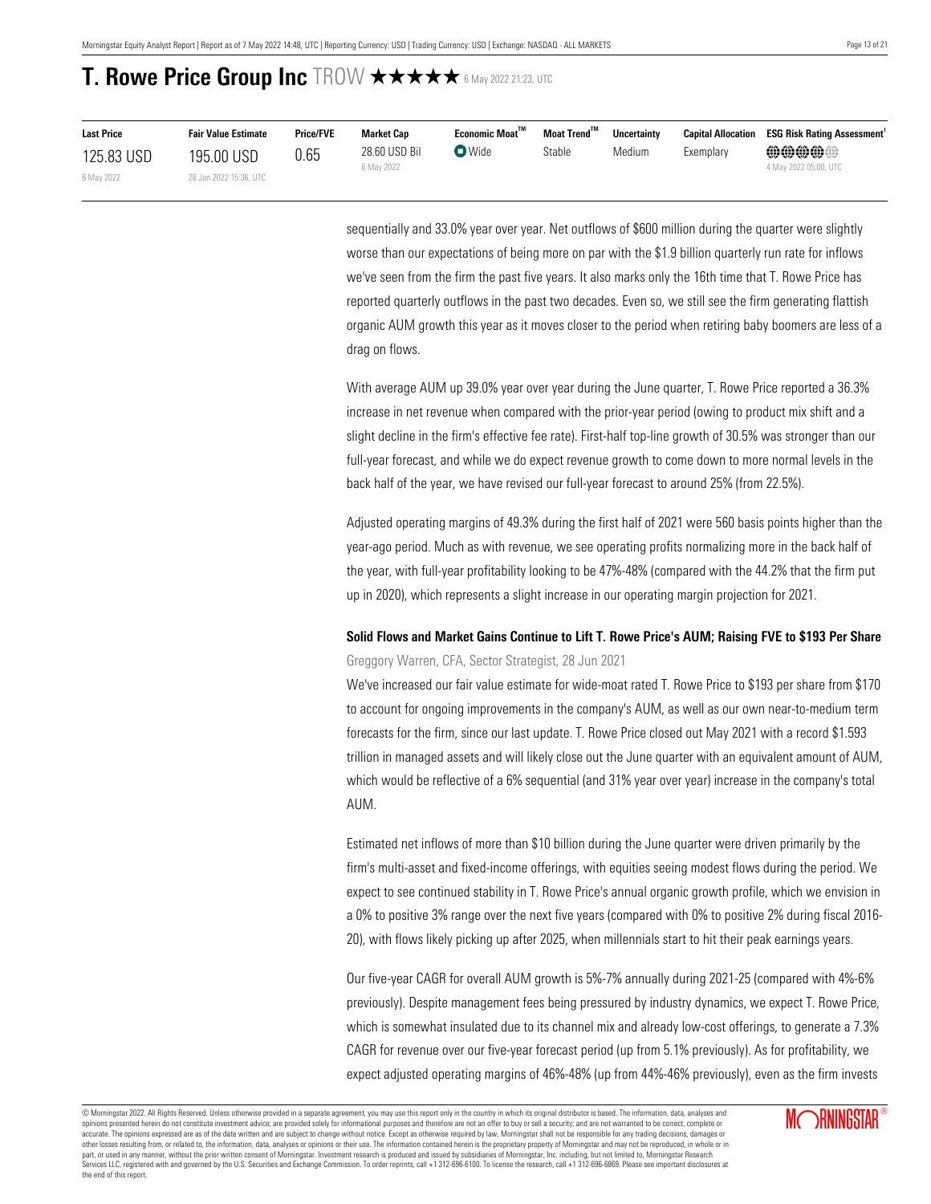# T. Rowe Price Group Inc TROW ★★★★★ 6 May 2022 21:23, UTC

| Last Price | Fair Value Estimate | Price/FVE | Market Cap | Economic Moat™ | Moat Trend™ | Uncertainty | Capital Allocation | ESG Risk Rating Assessment[1] |
|---|---|---|---|---|---|---|---|---|
| 125.83 USD<br>6 May 2022 | 195.00 USD<br>28 Jan 2022 15:36, UTC | 0.65 | 28.60 USD Bil<br>6 May 2022 | Wide | Stable | Medium | Exemplary | 4 May 2022 05:00, UTC |

sequentially and 33.0% year over year. Net outflows of $600 million during the quarter were slightly worse than our expectations of being more on par with the $1.9 billion quarterly run rate for inflows we've seen from the firm the past five years. It also marks only the 16th time that T. Rowe Price has reported quarterly outflows in the past two decades. Even so, we still see the firm generating flattish organic AUM growth this year as it moves closer to the period when retiring baby boomers are less of a drag on flows.

With average AUM up 39.0% year over year during the June quarter, T. Rowe Price reported a 36.3% increase in net revenue when compared with the prior-year period (owing to product mix shift and a slight decline in the firm's effective fee rate). First-half top-line growth of 30.5% was stronger than our full-year forecast, and while we do expect revenue growth to come down to more normal levels in the back half of the year, we have revised our full-year forecast to around 25% (from 22.5%).

Adjusted operating margins of 49.3% during the first half of 2021 were 560 basis points higher than the year-ago period. Much as with revenue, we see operating profits normalizing more in the back half of the year, with full-year profitability looking to be 47%-48% (compared with the 44.2% that the firm put up in 2020), which represents a slight increase in our operating margin projection for 2021.

### Solid Flows and Market Gains Continue to Lift T. Rowe Price's AUM; Raising FVE to $193 Per Share

Greggory Warren, CFA, Sector Strategist, 28 Jun 2021

We've increased our fair value estimate for wide-moat rated T. Rowe Price to $193 per share from $170 to account for ongoing improvements in the company's AUM, as well as our own near-to-medium term forecasts for the firm, since our last update. T. Rowe Price closed out May 2021 with a record $1.593 trillion in managed assets and will likely close out the June quarter with an equivalent amount of AUM, which would be reflective of a 6% sequential (and 31% year over year) increase in the company's total AUM.

Estimated net inflows of more than $10 billion during the June quarter were driven primarily by the firm's multi-asset and fixed-income offerings, with equities seeing modest flows during the period. We expect to see continued stability in T. Rowe Price's annual organic growth profile, which we envision in a 0% to positive 3% range over the next five years (compared with 0% to positive 2% during fiscal 2016-20), with flows likely picking up after 2025, when millennials start to hit their peak earnings years.

Our five-year CAGR for overall AUM growth is 5%-7% annually during 2021-25 (compared with 4%-6% previously). Despite management fees being pressured by industry dynamics, we expect T. Rowe Price, which is somewhat insulated due to its channel mix and already low-cost offerings, to generate a 7.3% CAGR for revenue over our five-year forecast period (up from 5.1% previously). As for profitability, we expect adjusted operating margins of 46%-48% (up from 44%-46% previously), even as the firm invests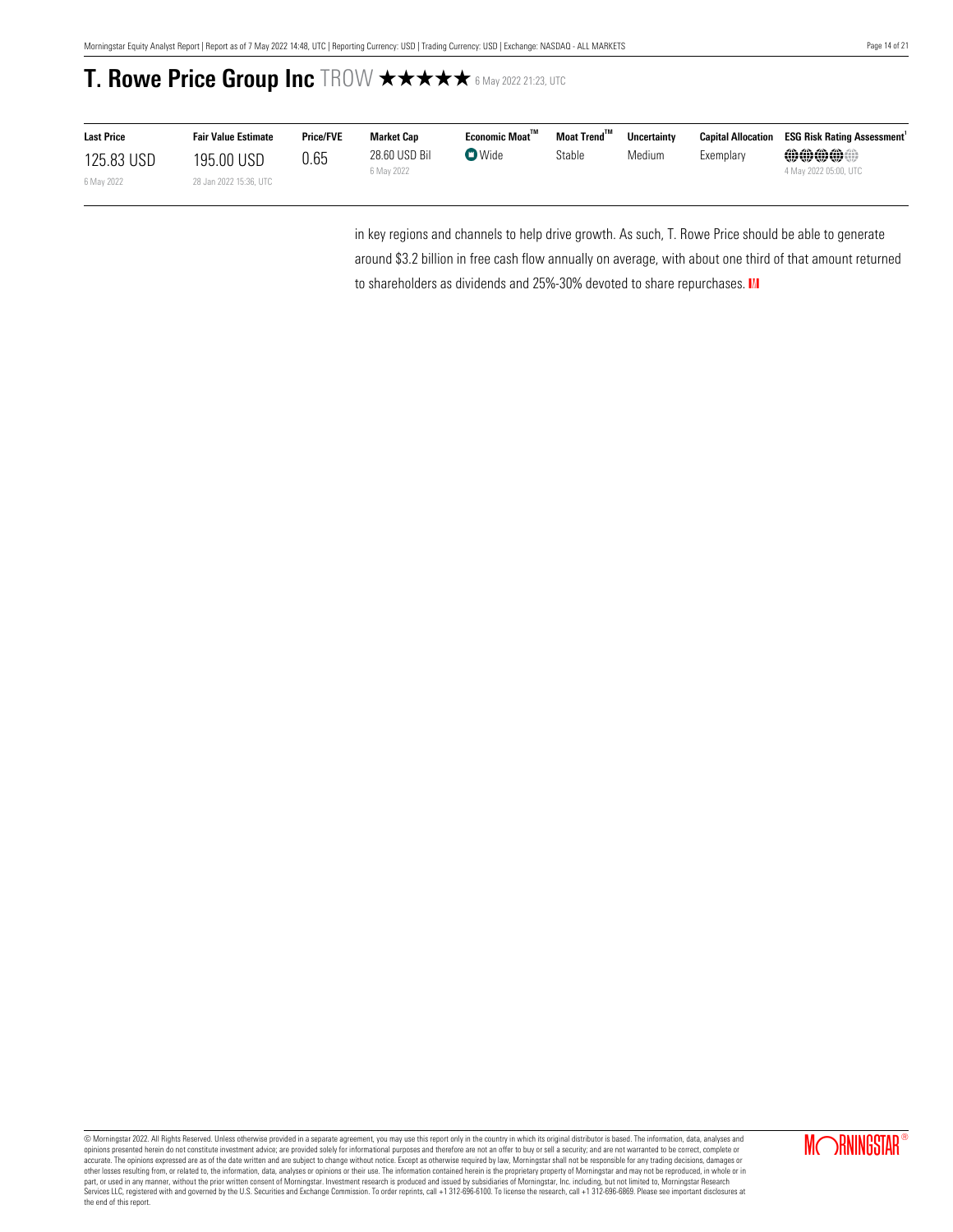# T. Rowe Price Group Inc TROW ★★★★★ 6 May 2022 21:23, UTC

| Last Price | Fair Value Estimate | Price/FVE | Market Cap | Economic Moat™ | Moat Trend™ | Uncertainty | Capital Allocation | ESG Risk Rating Assessment[1] |
|---|---|---|---|---|---|---|---|---|
| 125.83 USD<br>6 May 2022 | 195.00 USD<br>28 Jan 2022 15:36, UTC | 0.65 | 28.60 USD Bil<br>6 May 2022 | Wide | Stable | Medium | Exemplary | 4 May 2022 05:00, UTC |

in key regions and channels to help drive growth. As such, T. Rowe Price should be able to generate around $3.2 billion in free cash flow annually on average, with about one third of that amount returned to shareholders as dividends and 25%-30% devoted to share repurchases.

© Morningstar 2022. All Rights Reserved. Unless otherwise provided in a separate agreement, you may use this report only in the country in which its original distributor is based. The information, data, analyses and opinions presented herein do not constitute investment advice; are provided solely for informational purposes and therefore are not an offer to buy or sell a security; and are not warranted to be correct, complete or accurate. The opinions expressed are as of the date written and are subject to change without notice. Except as otherwise required by law, Morningstar shall not be responsible for any trading decisions, damages or other losses resulting from, or related to, the information, data, analyses or opinions or their use. The information contained herein is the proprietary property of Morningstar and may not be reproduced, in whole or in part, or used in any manner, without the prior written consent of Morningstar. Investment research is produced and issued by subsidiaries of Morningstar, Inc. including, but not limited to, Morningstar Research Services LLC, registered with and governed by the U.S. Securities and Exchange Commission. To order reprints, call +1 312-696-6100. To license the research, call +1 312-696-6869. Please see important disclosures at the end of this report.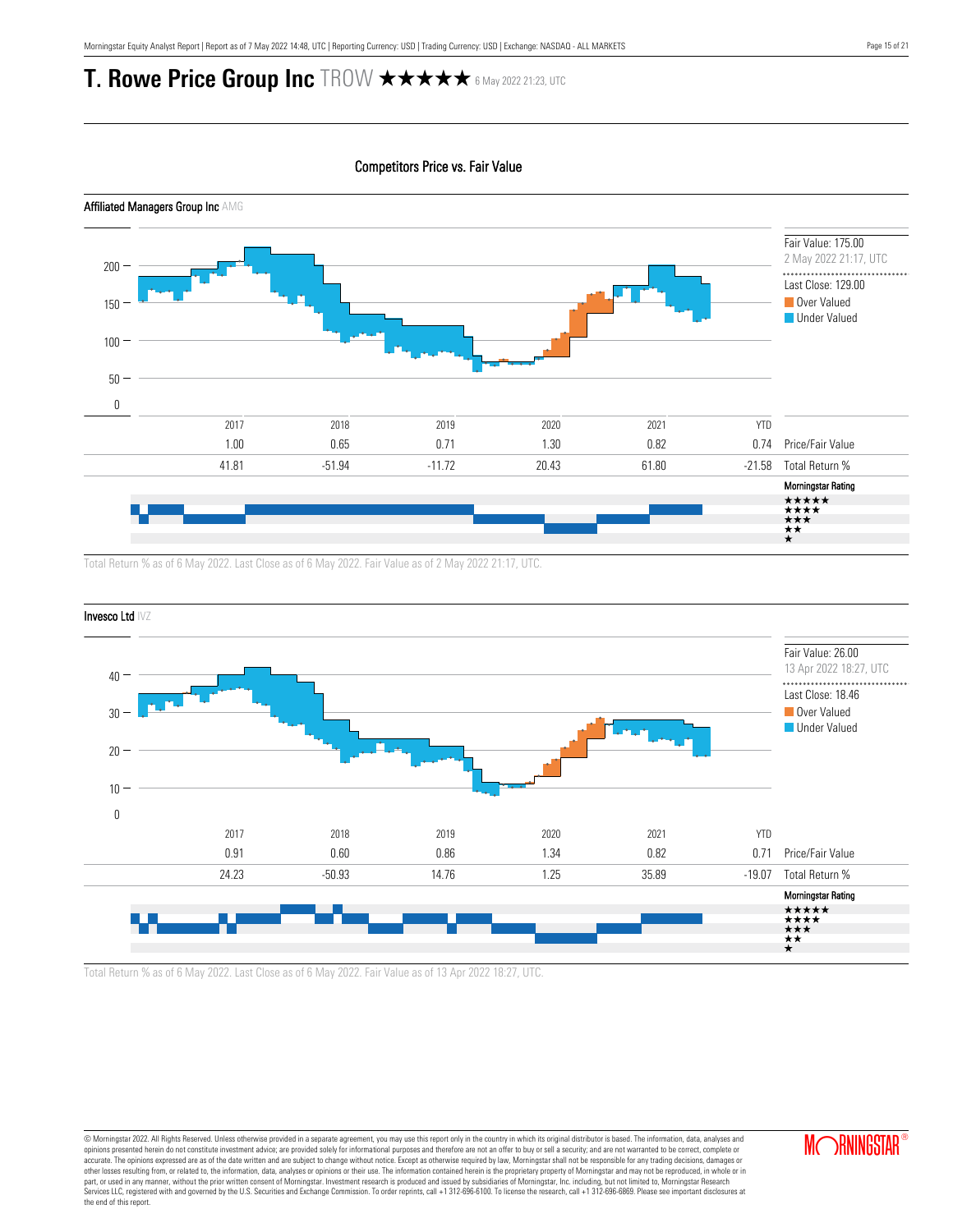# T. Rowe Price Group Inc TROW ★★★★★ 6 May 2022 21:23, UTC

## Competitors Price vs. Fair Value

### Affiliated Managers Group Inc AMG

Fair Value: 175.00
2 May 2022 21:17, UTC

Last Close: 129.00

Over Valued
Under Valued

| | 2017 | 2018 | 2019 | 2020 | 2021 | YTD | |
|---|---|---|---|---|---|---|---|
| | 1.00 | 0.65 | 0.71 | 1.30 | 0.82 | 0.74 | Price/Fair Value |
| | 41.81 | -51.94 | -11.72 | 20.43 | 61.80 | -21.58 | Total Return % |

Morningstar Rating

Total Return % as of 6 May 2022. Last Close as of 6 May 2022. Fair Value as of 2 May 2022 21:17, UTC.

### Invesco Ltd IVZ

Fair Value: 26.00
13 Apr 2022 18:27, UTC

Last Close: 18.46

Over Valued
Under Valued

| | 2017 | 2018 | 2019 | 2020 | 2021 | YTD | |
|---|---|---|---|---|---|---|---|
| | 0.91 | 0.60 | 0.86 | 1.34 | 0.82 | 0.71 | Price/Fair Value |
| | 24.23 | -50.93 | 14.76 | 1.25 | 35.89 | -19.07 | Total Return % |

Morningstar Rating

Total Return % as of 6 May 2022. Last Close as of 6 May 2022. Fair Value as of 13 Apr 2022 18:27, UTC.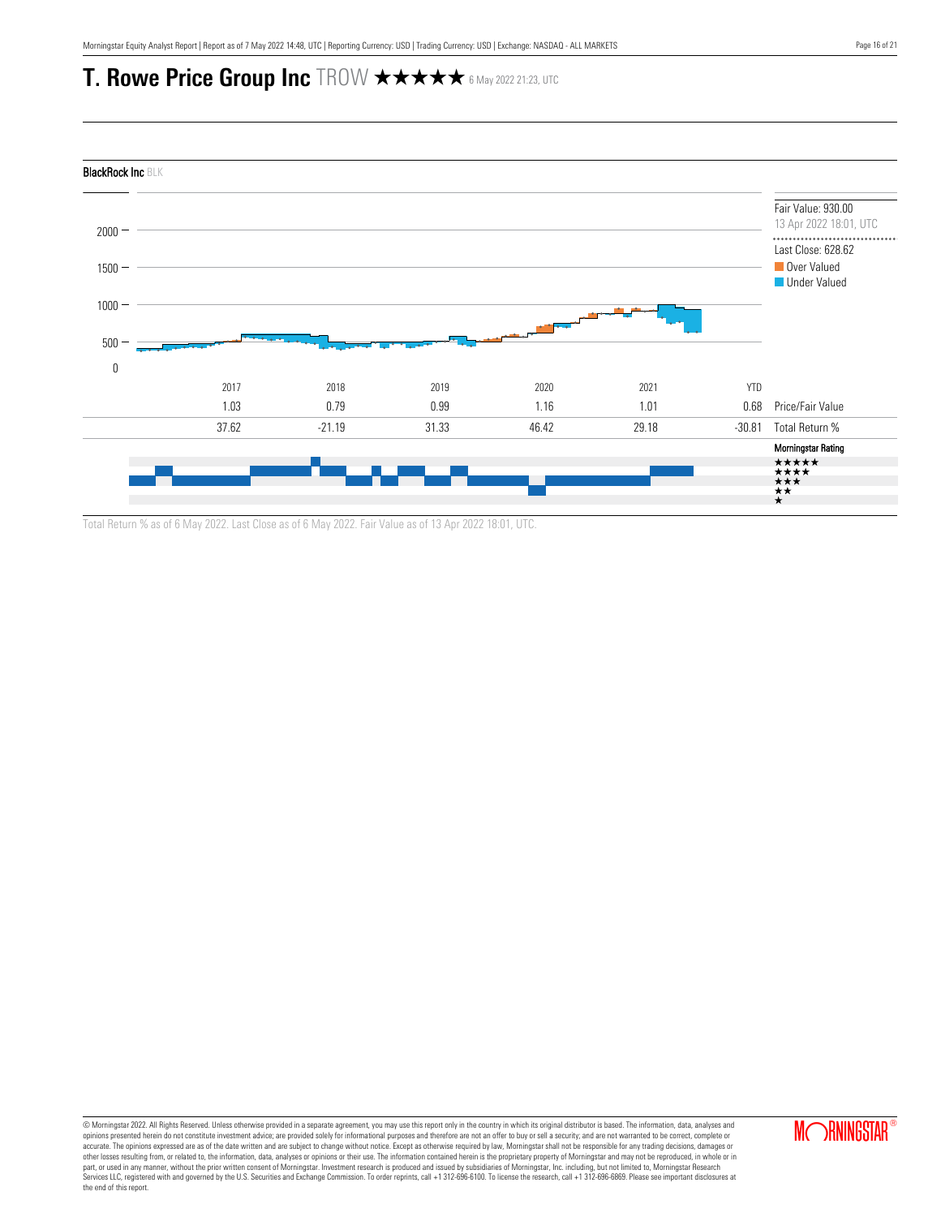# T. Rowe Price Group Inc TROW ★★★★★ 6 May 2022 21:23, UTC

## BlackRock Inc BLK

Fair Value: 930.00
13 Apr 2022 18:01, UTC

Last Close: 628.62

Over Valued
Under Valued

| | 2017 | 2018 | 2019 | 2020 | 2021 | YTD | |
|---|---|---|---|---|---|---|---|
| | 1.03 | 0.79 | 0.99 | 1.16 | 1.01 | 0.68 | Price/Fair Value |
| | 37.62 | -21.19 | 31.33 | 46.42 | 29.18 | -30.81 | Total Return % |

Morningstar Rating
★★★★★
★★★★
★★★
★★
★

Total Return % as of 6 May 2022. Last Close as of 6 May 2022. Fair Value as of 13 Apr 2022 18:01, UTC.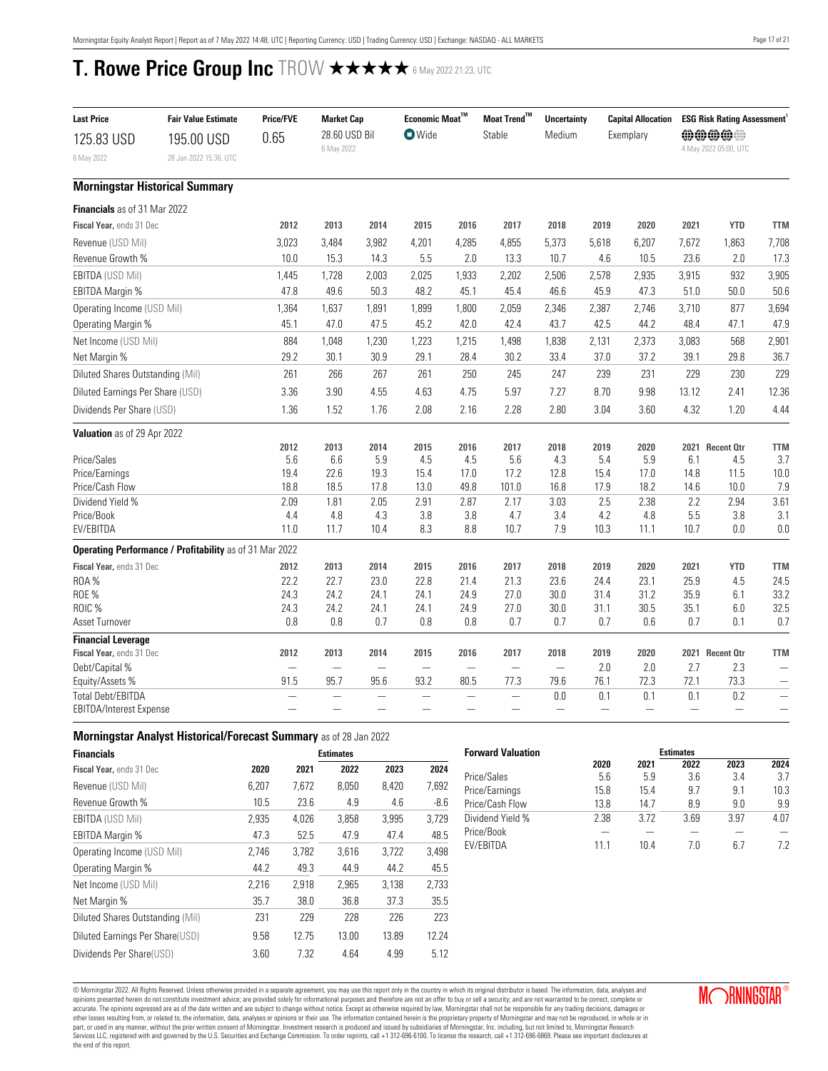# T. Rowe Price Group Inc TROW ★★★★★ 6 May 2022 21:23, UTC

| Last Price | Fair Value Estimate | Price/FVE | Market Cap | Economic Moat™ | Moat Trend™ | Uncertainty | Capital Allocation | ESG Risk Rating Assessment[1] |
|---|---|---|---|---|---|---|---|---|
| 125.83 USD<br>6 May 2022 | 195.00 USD<br>28 Jan 2022 15:36, UTC | 0.65 | 28.60 USD Bil<br>6 May 2022 | Wide | Stable | Medium | Exemplary | 4 May 2022 05:00, UTC |

## Morningstar Historical Summary

**Financials** as of 31 Mar 2022

| Fiscal Year, ends 31 Dec | 2012 | 2013 | 2014 | 2015 | 2016 | 2017 | 2018 | 2019 | 2020 | 2021 | YTD | TTM |
|---|---|---|---|---|---|---|---|---|---|---|---|---|
| Revenue (USD Mil) | 3,023 | 3,484 | 3,982 | 4,201 | 4,285 | 4,855 | 5,373 | 5,618 | 6,207 | 7,672 | 1,863 | 7,708 |
| Revenue Growth % | 10.0 | 15.3 | 14.3 | 5.5 | 2.0 | 13.3 | 10.7 | 4.6 | 10.5 | 23.6 | 2.0 | 17.3 |
| EBITDA (USD Mil) | 1,445 | 1,728 | 2,003 | 2,025 | 1,933 | 2,202 | 2,506 | 2,578 | 2,935 | 3,915 | 932 | 3,905 |
| EBITDA Margin % | 47.8 | 49.6 | 50.3 | 48.2 | 45.1 | 45.4 | 46.6 | 45.9 | 47.3 | 51.0 | 50.0 | 50.6 |
| Operating Income (USD Mil) | 1,364 | 1,637 | 1,891 | 1,899 | 1,800 | 2,059 | 2,346 | 2,387 | 2,746 | 3,710 | 877 | 3,694 |
| Operating Margin % | 45.1 | 47.0 | 47.5 | 45.2 | 42.0 | 42.4 | 43.7 | 42.5 | 44.2 | 48.4 | 47.1 | 47.9 |
| Net Income (USD Mil) | 884 | 1,048 | 1,230 | 1,223 | 1,215 | 1,498 | 1,838 | 2,131 | 2,373 | 3,083 | 568 | 2,901 |
| Net Margin % | 29.2 | 30.1 | 30.9 | 29.1 | 28.4 | 30.2 | 33.4 | 37.0 | 37.2 | 39.1 | 29.8 | 36.7 |
| Diluted Shares Outstanding (Mil) | 261 | 266 | 267 | 261 | 250 | 245 | 247 | 239 | 231 | 229 | 230 | 229 |
| Diluted Earnings Per Share (USD) | 3.36 | 3.90 | 4.55 | 4.63 | 4.75 | 5.97 | 7.27 | 8.70 | 9.98 | 13.12 | 2.41 | 12.36 |
| Dividends Per Share (USD) | 1.36 | 1.52 | 1.76 | 2.08 | 2.16 | 2.28 | 2.80 | 3.04 | 3.60 | 4.32 | 1.20 | 4.44 |

**Valuation** as of 29 Apr 2022

| | 2012 | 2013 | 2014 | 2015 | 2016 | 2017 | 2018 | 2019 | 2020 | 2021 | Recent Qtr | TTM |
|---|---|---|---|---|---|---|---|---|---|---|---|---|
| Price/Sales | 5.6 | 6.6 | 5.9 | 4.5 | 4.5 | 5.6 | 4.3 | 5.4 | 5.9 | 6.1 | 4.5 | 3.7 |
| Price/Earnings | 19.4 | 22.6 | 19.3 | 15.4 | 17.0 | 17.2 | 12.8 | 15.4 | 17.0 | 14.8 | 11.5 | 10.0 |
| Price/Cash Flow | 18.8 | 18.5 | 17.8 | 13.0 | 49.8 | 101.0 | 16.8 | 17.9 | 18.2 | 14.6 | 10.0 | 7.9 |
| Dividend Yield % | 2.09 | 1.81 | 2.05 | 2.91 | 2.87 | 2.17 | 3.03 | 2.5 | 2.38 | 2.2 | 2.94 | 3.61 |
| Price/Book | 4.4 | 4.8 | 4.3 | 3.8 | 3.8 | 4.7 | 3.4 | 4.2 | 4.8 | 5.5 | 3.8 | 3.1 |
| EV/EBITDA | 11.0 | 11.7 | 10.4 | 8.3 | 8.8 | 10.7 | 7.9 | 10.3 | 11.1 | 10.7 | 0.0 | 0.0 |

**Operating Performance / Profitability** as of 31 Mar 2022

| Fiscal Year, ends 31 Dec | 2012 | 2013 | 2014 | 2015 | 2016 | 2017 | 2018 | 2019 | 2020 | 2021 | YTD | TTM |
|---|---|---|---|---|---|---|---|---|---|---|---|---|
| ROA % | 22.2 | 22.7 | 23.0 | 22.8 | 21.4 | 21.3 | 23.6 | 24.4 | 23.1 | 25.9 | 4.5 | 24.5 |
| ROE % | 24.3 | 24.2 | 24.1 | 24.1 | 24.9 | 27.0 | 30.0 | 31.4 | 31.2 | 35.9 | 6.1 | 33.2 |
| ROIC % | 24.3 | 24.2 | 24.1 | 24.1 | 24.9 | 27.0 | 30.0 | 31.1 | 30.5 | 35.1 | 6.0 | 32.5 |
| Asset Turnover | 0.8 | 0.8 | 0.7 | 0.8 | 0.8 | 0.7 | 0.7 | 0.7 | 0.6 | 0.7 | 0.1 | 0.7 |

**Financial Leverage**

| Fiscal Year, ends 31 Dec | 2012 | 2013 | 2014 | 2015 | 2016 | 2017 | 2018 | 2019 | 2020 | 2021 | Recent Qtr | TTM |
|---|---|---|---|---|---|---|---|---|---|---|---|---|
| Debt/Capital % | — | — | — | — | — | — | — | 2.0 | 2.0 | 2.7 | 2.3 | — |
| Equity/Assets % | 91.5 | 95.7 | 95.6 | 93.2 | 80.5 | 77.3 | 79.6 | 76.1 | 72.3 | 72.1 | 73.3 | — |
| Total Debt/EBITDA | — | — | — | — | — | — | 0.0 | 0.1 | 0.1 | 0.1 | 0.2 | — |
| EBITDA/Interest Expense | — | — | — | — | — | — | — | — | — | — | — | — |

## Morningstar Analyst Historical/Forecast Summary as of 28 Jan 2022

| Financials | | | Estimates | | |
|---|---|---|---|---|---|
| Fiscal Year, ends 31 Dec | 2020 | 2021 | 2022 | 2023 | 2024 |
| Revenue (USD Mil) | 6,207 | 7,672 | 8,050 | 8,420 | 7,692 |
| Revenue Growth % | 10.5 | 23.6 | 4.9 | 4.6 | -8.6 |
| EBITDA (USD Mil) | 2,935 | 4,026 | 3,858 | 3,995 | 3,729 |
| EBITDA Margin % | 47.3 | 52.5 | 47.9 | 47.4 | 48.5 |
| Operating Income (USD Mil) | 2,746 | 3,782 | 3,616 | 3,722 | 3,498 |
| Operating Margin % | 44.2 | 49.3 | 44.9 | 44.2 | 45.5 |
| Net Income (USD Mil) | 2,216 | 2,918 | 2,965 | 3,138 | 2,733 |
| Net Margin % | 35.7 | 38.0 | 36.8 | 37.3 | 35.5 |
| Diluted Shares Outstanding (Mil) | 231 | 229 | 228 | 226 | 223 |
| Diluted Earnings Per Share(USD) | 9.58 | 12.75 | 13.00 | 13.89 | 12.24 |
| Dividends Per Share(USD) | 3.60 | 7.32 | 4.64 | 4.99 | 5.12 |

| Forward Valuation | | | Estimates | | |
|---|---|---|---|---|---|
| | 2020 | 2021 | 2022 | 2023 | 2024 |
| Price/Sales | 5.6 | 5.9 | 3.6 | 3.4 | 3.7 |
| Price/Earnings | 15.8 | 15.4 | 9.7 | 9.1 | 10.3 |
| Price/Cash Flow | 13.8 | 14.7 | 8.9 | 9.0 | 9.9 |
| Dividend Yield % | 2.38 | 3.72 | 3.69 | 3.97 | 4.07 |
| Price/Book | — | — | — | — | — |
| EV/EBITDA | 11.1 | 10.4 | 7.0 | 6.7 | 7.2 |

© Morningstar 2022. All Rights Reserved. Unless otherwise provided in a separate agreement, you may use this report only in the country in which its original distributor is based. The information, data, analyses and opinions presented herein do not constitute investment advice; are provided solely for informational purposes and therefore are not an offer to buy or sell a security; and are not warranted to be correct, complete or accurate. The opinions expressed are as of the date written and are subject to change without notice. Except as otherwise required by law, Morningstar shall not be responsible for any trading decisions, damages or other losses resulting from, or related to, the information, data, analyses or opinions or their use. The information contained herein is the proprietary property of Morningstar and may not be reproduced, in whole or in part, or used in any manner, without the prior written consent of Morningstar. Investment research is produced and issued by subsidiaries of Morningstar, Inc. including, but not limited to, Morningstar Research Services LLC, registered with and governed by the U.S. Securities and Exchange Commission. To order reprints, call +1 312-696-6100. To license the research, call +1 312-696-6869. Please see important disclosures at the end of this report.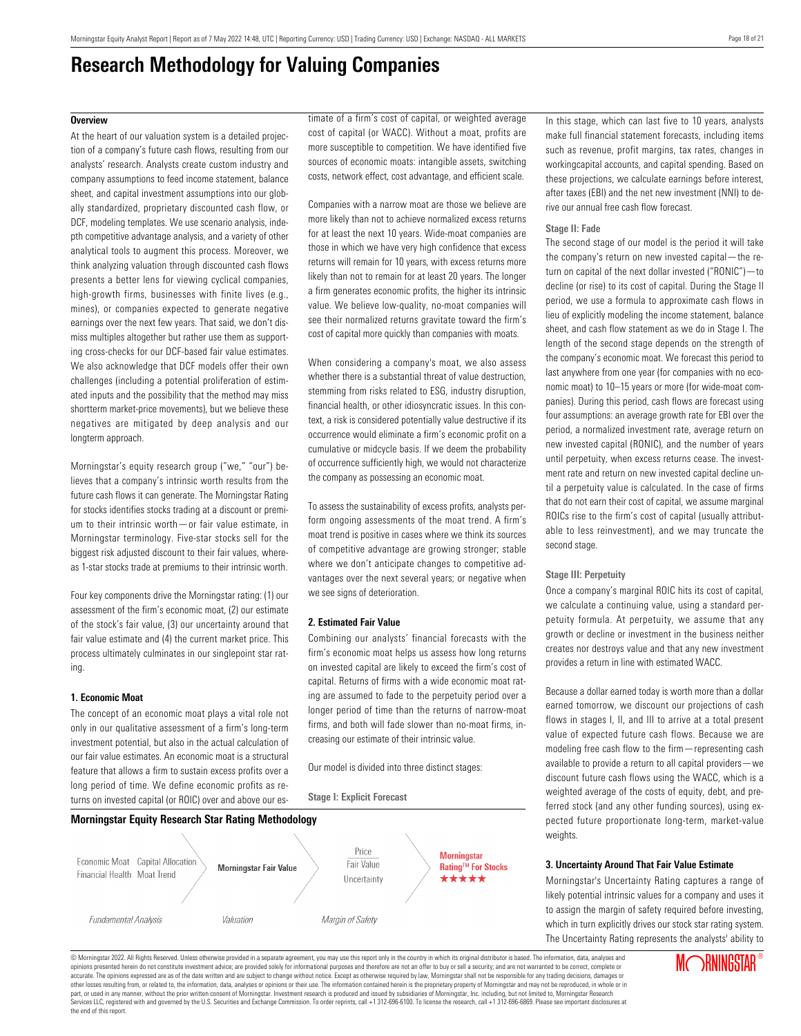# Research Methodology for Valuing Companies

### Overview

At the heart of our valuation system is a detailed projection of a company's future cash flows, resulting from our analysts' research. Analysts create custom industry and company assumptions to feed income statement, balance sheet, and capital investment assumptions into our globally standardized, proprietary discounted cash flow, or DCF, modeling templates. We use scenario analysis, indepth competitive advantage analysis, and a variety of other analytical tools to augment this process. Moreover, we think analyzing valuation through discounted cash flows presents a better lens for viewing cyclical companies, high-growth firms, businesses with finite lives (e.g., mines), or companies expected to generate negative earnings over the next few years. That said, we don't dismiss multiples altogether but rather use them as supporting cross-checks for our DCF-based fair value estimates. We also acknowledge that DCF models offer their own challenges (including a potential proliferation of estimated inputs and the possibility that the method may miss shortterm market-price movements), but we believe these negatives are mitigated by deep analysis and our longterm approach.

Morningstar's equity research group ("we," "our") believes that a company's intrinsic worth results from the future cash flows it can generate. The Morningstar Rating for stocks identifies stocks trading at a discount or premium to their intrinsic worth—or fair value estimate, in Morningstar terminology. Five-star stocks sell for the biggest risk adjusted discount to their fair values, whereas 1-star stocks trade at premiums to their intrinsic worth.

Four key components drive the Morningstar rating: (1) our assessment of the firm's economic moat, (2) our estimate of the stock's fair value, (3) our uncertainty around that fair value estimate and (4) the current market price. This process ultimately culminates in our singlepoint star rating.

### 1. Economic Moat

The concept of an economic moat plays a vital role not only in our qualitative assessment of a firm's long-term investment potential, but also in the actual calculation of our fair value estimates. An economic moat is a structural feature that allows a firm to sustain excess profits over a long period of time. We define economic profits as returns on invested capital (or ROIC) over and above our estimate of a firm's cost of capital, or weighted average cost of capital (or WACC). Without a moat, profits are more susceptible to competition. We have identified five sources of economic moats: intangible assets, switching costs, network effect, cost advantage, and efficient scale.

Companies with a narrow moat are those we believe are more likely than not to achieve normalized excess returns for at least the next 10 years. Wide-moat companies are those in which we have very high confidence that excess returns will remain for 10 years, with excess returns more likely than not to remain for at least 20 years. The longer a firm generates economic profits, the higher its intrinsic value. We believe low-quality, no-moat companies will see their normalized returns gravitate toward the firm's cost of capital more quickly than companies with moats.

When considering a company's moat, we also assess whether there is a substantial threat of value destruction, stemming from risks related to ESG, industry disruption, financial health, or other idiosyncratic issues. In this context, a risk is considered potentially value destructive if its occurrence would eliminate a firm's economic profit on a cumulative or midcycle basis. If we deem the probability of occurrence sufficiently high, we would not characterize the company as possessing an economic moat.

To assess the sustainability of excess profits, analysts perform ongoing assessments of the moat trend. A firm's moat trend is positive in cases where we think its sources of competitive advantage are growing stronger; stable where we don't anticipate changes to competitive advantages over the next several years; or negative when we see signs of deterioration.

### 2. Estimated Fair Value

Combining our analysts' financial forecasts with the firm's economic moat helps us assess how long returns on invested capital are likely to exceed the firm's cost of capital. Returns of firms with a wide economic moat rating are assumed to fade to the perpetuity period over a longer period of time than the returns of narrow-moat firms, and both will fade slower than no-moat firms, increasing our estimate of their intrinsic value.

Our model is divided into three distinct stages:

#### Stage I: Explicit Forecast

In this stage, which can last five to 10 years, analysts make full financial statement forecasts, including items such as revenue, profit margins, tax rates, changes in workingcapital accounts, and capital spending. Based on these projections, we calculate earnings before interest, after taxes (EBI) and the net new investment (NNI) to derive our annual free cash flow forecast.

#### Stage II: Fade

The second stage of our model is the period it will take the company's return on new invested capital—the return on capital of the next dollar invested ("RONIC")—to decline (or rise) to its cost of capital. During the Stage II period, we use a formula to approximate cash flows in lieu of explicitly modeling the income statement, balance sheet, and cash flow statement as we do in Stage I. The length of the second stage depends on the strength of the company's economic moat. We forecast this period to last anywhere from one year (for companies with no economic moat) to 10–15 years or more (for wide-moat companies). During this period, cash flows are forecast using four assumptions: an average growth rate for EBI over the period, a normalized investment rate, average return on new invested capital (RONIC), and the number of years until perpetuity, when excess returns cease. The investment rate and return on new invested capital decline until a perpetuity value is calculated. In the case of firms that do not earn their cost of capital, we assume marginal ROICs rise to the firm's cost of capital (usually attributable to less reinvestment), and we may truncate the second stage.

#### Stage III: Perpetuity

Once a company's marginal ROIC hits its cost of capital, we calculate a continuing value, using a standard perpetuity formula. At perpetuity, we assume that any growth or decline or investment in the business neither creates nor destroys value and that any new investment provides a return in line with estimated WACC.

Because a dollar earned today is worth more than a dollar earned tomorrow, we discount our projections of cash flows in stages I, II, and III to arrive at a total present value of expected future cash flows. Because we are modeling free cash flow to the firm—representing cash available to provide a return to all capital providers—we discount future cash flows using the WACC, which is a weighted average of the costs of equity, debt, and preferred stock (and any other funding sources), using expected future proportionate long-term, market-value weights.

### 3. Uncertainty Around That Fair Value Estimate

Morningstar's Uncertainty Rating captures a range of likely potential intrinsic values for a company and uses it to assign the margin of safety required before investing, which in turn explicitly drives our stock star rating system. The Uncertainty Rating represents the analysts' ability to

### Morningstar Equity Research Star Rating Methodology

| Economic Moat, Capital Allocation, Financial Health, Moat Trend | Morningstar Fair Value | Price / Fair Value, Uncertainty | Morningstar Rating™ For Stocks ★★★★★ |
|---|---|---|---|
| *Fundamental Analysis* | *Valuation* | *Margin of Safety* | |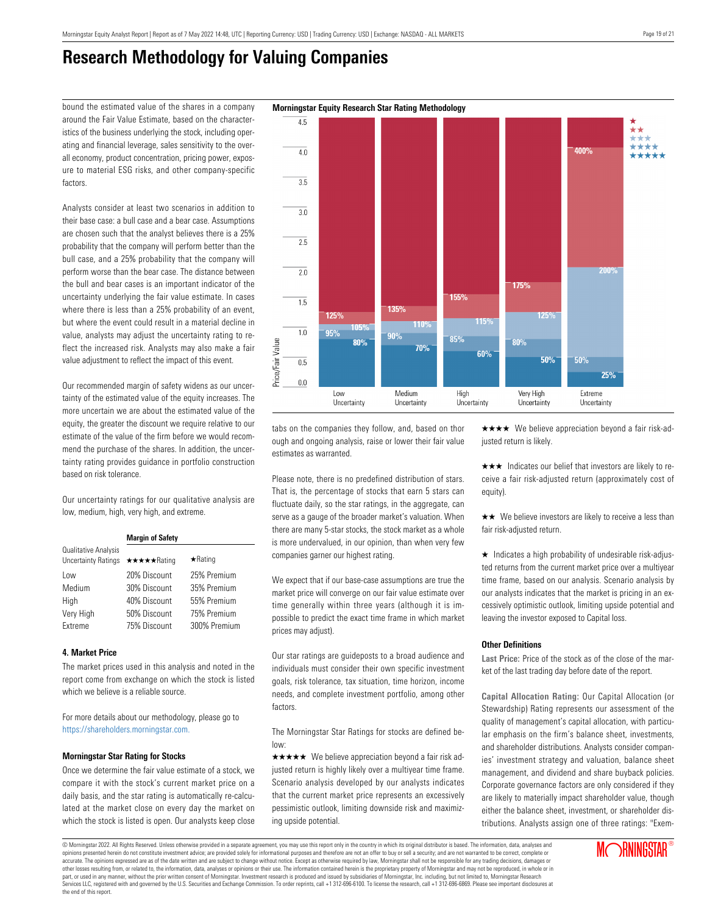# Research Methodology for Valuing Companies

bound the estimated value of the shares in a company around the Fair Value Estimate, based on the characteristics of the business underlying the stock, including operating and financial leverage, sales sensitivity to the overall economy, product concentration, pricing power, exposure to material ESG risks, and other company-specific factors.

Analysts consider at least two scenarios in addition to their base case: a bull case and a bear case. Assumptions are chosen such that the analyst believes there is a 25% probability that the company will perform better than the bull case, and a 25% probability that the company will perform worse than the bear case. The distance between the bull and bear cases is an important indicator of the uncertainty underlying the fair value estimate. In cases where there is less than a 25% probability of an event, but where the event could result in a material decline in value, analysts may adjust the uncertainty rating to reflect the increased risk. Analysts may also make a fair value adjustment to reflect the impact of this event.

Our recommended margin of safety widens as our uncertainty of the estimated value of the equity increases. The more uncertain we are about the estimated value of the equity, the greater the discount we require relative to our estimate of the value of the firm before we would recommend the purchase of the shares. In addition, the uncertainty rating provides guidance in portfolio construction based on risk tolerance.

Our uncertainty ratings for our qualitative analysis are low, medium, high, very high, and extreme.

| Qualitative Analysis Uncertainty Ratings | Margin of Safety | |
|---|---|---|
| | ★★★★★Rating | ★Rating |
| Low | 20% Discount | 25% Premium |
| Medium | 30% Discount | 35% Premium |
| High | 40% Discount | 55% Premium |
| Very High | 50% Discount | 75% Premium |
| Extreme | 75% Discount | 300% Premium |

### 4. Market Price

The market prices used in this analysis and noted in the report come from exchange on which the stock is listed which we believe is a reliable source.

For more details about our methodology, please go to https://shareholders.morningstar.com.

### Morningstar Equity Research Star Rating Methodology

| Uncertainty | ★ (above) | ★★ | ★★★ | ★★★★ | ★★★★★ (below) |
|---|---|---|---|---|---|
| Low Uncertainty | 125% | 105% | 95% | 80% | |
| Medium Uncertainty | 135% | 110% | 90% | 70% | |
| High Uncertainty | 155% | 115% | 85% | 60% | |
| Very High Uncertainty | 175% | 125% | 80% | 50% | |
| Extreme Uncertainty | 400% | 200% | 50% | 25% | |

### Morningstar Star Rating for Stocks

Once we determine the fair value estimate of a stock, we compare it with the stock's current market price on a daily basis, and the star rating is automatically re-calculated at the market close on every day the market on which the stock is listed is open. Our analysts keep close tabs on the companies they follow, and, based on thorough and ongoing analysis, raise or lower their fair value estimates as warranted.

Please note, there is no predefined distribution of stars. That is, the percentage of stocks that earn 5 stars can fluctuate daily, so the star ratings, in the aggregate, can serve as a gauge of the broader market's valuation. When there are many 5-star stocks, the stock market as a whole is more undervalued, in our opinion, than when very few companies garner our highest rating.

We expect that if our base-case assumptions are true the market price will converge on our fair value estimate over time generally within three years (although it is impossible to predict the exact time frame in which market prices may adjust).

Our star ratings are guideposts to a broad audience and individuals must consider their own specific investment goals, risk tolerance, tax situation, time horizon, income needs, and complete investment portfolio, among other factors.

The Morningstar Star Ratings for stocks are defined below:

★★★★★ We believe appreciation beyond a fair risk adjusted return is highly likely over a multiyear time frame. Scenario analysis developed by our analysts indicates that the current market price represents an excessively pessimistic outlook, limiting downside risk and maximizing upside potential.

★★★★ We believe appreciation beyond a fair risk-adjusted return is likely.

★★★ Indicates our belief that investors are likely to receive a fair risk-adjusted return (approximately cost of equity).

★★ We believe investors are likely to receive a less than fair risk-adjusted return.

★ Indicates a high probability of undesirable risk-adjusted returns from the current market price over a multiyear time frame, based on our analysis. Scenario analysis by our analysts indicates that the market is pricing in an excessively optimistic outlook, limiting upside potential and leaving the investor exposed to Capital loss.

### Other Definitions

**Last Price:** Price of the stock as of the close of the market of the last trading day before date of the report.

**Capital Allocation Rating:** Our Capital Allocation (or Stewardship) Rating represents our assessment of the quality of management's capital allocation, with particular emphasis on the firm's balance sheet, investments, and shareholder distributions. Analysts consider companies' investment strategy and valuation, balance sheet management, and dividend and share buyback policies. Corporate governance factors are only considered if they are likely to materially impact shareholder value, though either the balance sheet, investment, or shareholder distributions. Analysts assign one of three ratings: "Exem-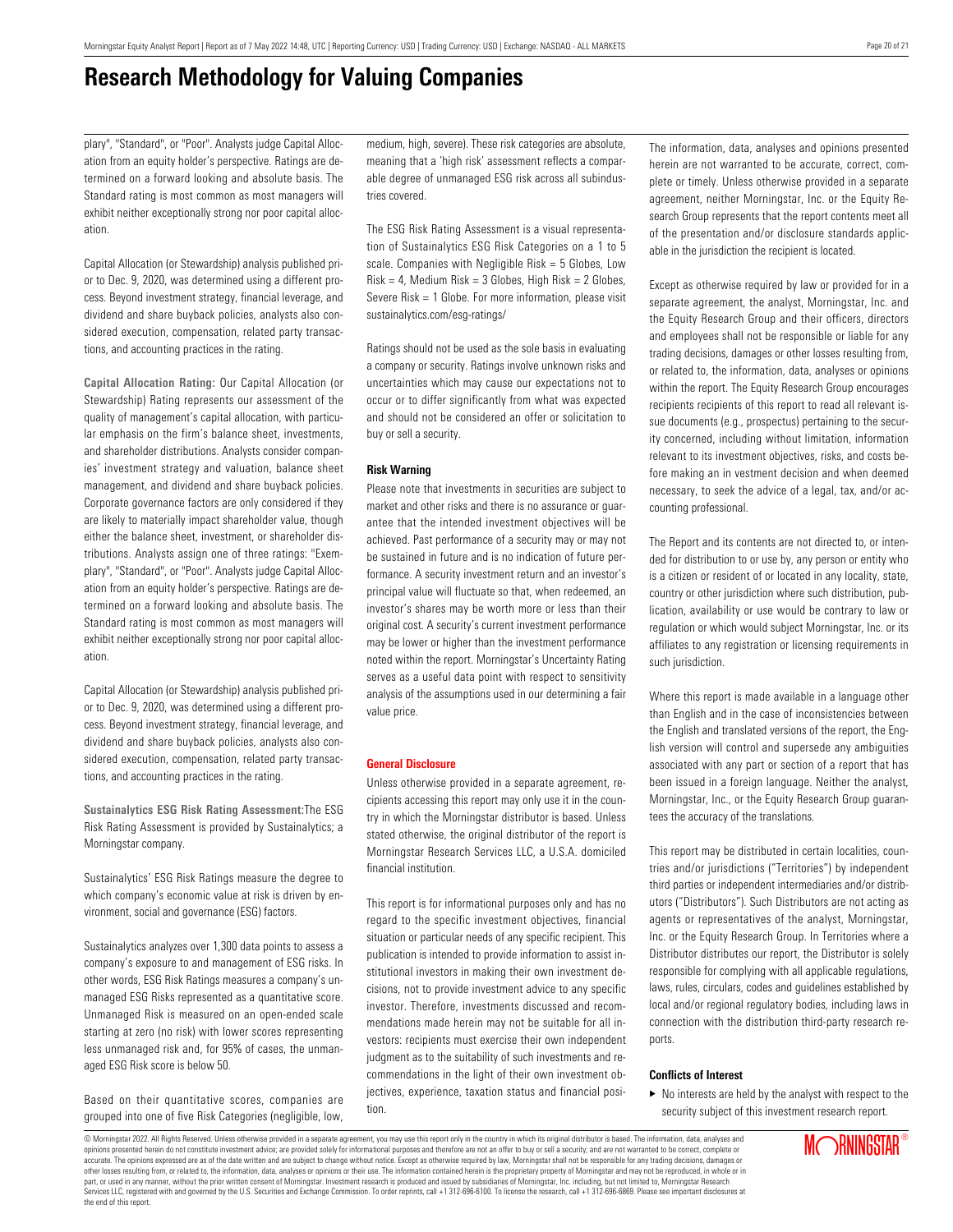# Research Methodology for Valuing Companies

plary", "Standard", or "Poor". Analysts judge Capital Allocation from an equity holder's perspective. Ratings are determined on a forward looking and absolute basis. The Standard rating is most common as most managers will exhibit neither exceptionally strong nor poor capital allocation.

Capital Allocation (or Stewardship) analysis published prior to Dec. 9, 2020, was determined using a different process. Beyond investment strategy, financial leverage, and dividend and share buyback policies, analysts also considered execution, compensation, related party transactions, and accounting practices in the rating.

**Capital Allocation Rating:** Our Capital Allocation (or Stewardship) Rating represents our assessment of the quality of management's capital allocation, with particular emphasis on the firm's balance sheet, investments, and shareholder distributions. Analysts consider companies' investment strategy and valuation, balance sheet management, and dividend and share buyback policies. Corporate governance factors are only considered if they are likely to materially impact shareholder value, though either the balance sheet, investment, or shareholder distributions. Analysts assign one of three ratings: "Exemplary", "Standard", or "Poor". Analysts judge Capital Allocation from an equity holder's perspective. Ratings are determined on a forward looking and absolute basis. The Standard rating is most common as most managers will exhibit neither exceptionally strong nor poor capital allocation.

Capital Allocation (or Stewardship) analysis published prior to Dec. 9, 2020, was determined using a different process. Beyond investment strategy, financial leverage, and dividend and share buyback policies, analysts also considered execution, compensation, related party transactions, and accounting practices in the rating.

**Sustainalytics ESG Risk Rating Assessment:**The ESG Risk Rating Assessment is provided by Sustainalytics; a Morningstar company.

Sustainalytics' ESG Risk Ratings measure the degree to which company's economic value at risk is driven by environment, social and governance (ESG) factors.

Sustainalytics analyzes over 1,300 data points to assess a company's exposure to and management of ESG risks. In other words, ESG Risk Ratings measures a company's unmanaged ESG Risks represented as a quantitative score. Unmanaged Risk is measured on an open-ended scale starting at zero (no risk) with lower scores representing less unmanaged risk and, for 95% of cases, the unmanaged ESG Risk score is below 50.

Based on their quantitative scores, companies are grouped into one of five Risk Categories (negligible, low, medium, high, severe). These risk categories are absolute, meaning that a 'high risk' assessment reflects a comparable degree of unmanaged ESG risk across all subindustries covered.

The ESG Risk Rating Assessment is a visual representation of Sustainalytics ESG Risk Categories on a 1 to 5 scale. Companies with Negligible Risk = 5 Globes, Low Risk = 4, Medium Risk = 3 Globes, High Risk = 2 Globes, Severe Risk = 1 Globe. For more information, please visit sustainalytics.com/esg-ratings/

Ratings should not be used as the sole basis in evaluating a company or security. Ratings involve unknown risks and uncertainties which may cause our expectations not to occur or to differ significantly from what was expected and should not be considered an offer or solicitation to buy or sell a security.

**Risk Warning**

Please note that investments in securities are subject to market and other risks and there is no assurance or guarantee that the intended investment objectives will be achieved. Past performance of a security may or may not be sustained in future and is no indication of future performance. A security investment return and an investor's principal value will fluctuate so that, when redeemed, an investor's shares may be worth more or less than their original cost. A security's current investment performance may be lower or higher than the investment performance noted within the report. Morningstar's Uncertainty Rating serves as a useful data point with respect to sensitivity analysis of the assumptions used in our determining a fair value price.

**General Disclosure**

Unless otherwise provided in a separate agreement, recipients accessing this report may only use it in the country in which the Morningstar distributor is based. Unless stated otherwise, the original distributor of the report is Morningstar Research Services LLC, a U.S.A. domiciled financial institution.

This report is for informational purposes only and has no regard to the specific investment objectives, financial situation or particular needs of any specific recipient. This publication is intended to provide information to assist institutional investors in making their own investment decisions, not to provide investment advice to any specific investor. Therefore, investments discussed and recommendations made herein may not be suitable for all investors: recipients must exercise their own independent judgment as to the suitability of such investments and recommendations in the light of their own investment objectives, experience, taxation status and financial position.

The information, data, analyses and opinions presented herein are not warranted to be accurate, correct, complete or timely. Unless otherwise provided in a separate agreement, neither Morningstar, Inc. or the Equity Research Group represents that the report contents meet all of the presentation and/or disclosure standards applicable in the jurisdiction the recipient is located.

Except as otherwise required by law or provided for in a separate agreement, the analyst, Morningstar, Inc. and the Equity Research Group and their officers, directors and employees shall not be responsible or liable for any trading decisions, damages or other losses resulting from, or related to, the information, data, analyses or opinions within the report. The Equity Research Group encourages recipients recipients of this report to read all relevant issue documents (e.g., prospectus) pertaining to the security concerned, including without limitation, information relevant to its investment objectives, risks, and costs before making an in vestment decision and when deemed necessary, to seek the advice of a legal, tax, and/or accounting professional.

The Report and its contents are not directed to, or intended for distribution to or use by, any person or entity who is a citizen or resident of or located in any locality, state, country or other jurisdiction where such distribution, publication, availability or use would be contrary to law or regulation or which would subject Morningstar, Inc. or its affiliates to any registration or licensing requirements in such jurisdiction.

Where this report is made available in a language other than English and in the case of inconsistencies between the English and translated versions of the report, the English version will control and supersede any ambiguities associated with any part or section of a report that has been issued in a foreign language. Neither the analyst, Morningstar, Inc., or the Equity Research Group guarantees the accuracy of the translations.

This report may be distributed in certain localities, countries and/or jurisdictions ("Territories") by independent third parties or independent intermediaries and/or distributors ("Distributors"). Such Distributors are not acting as agents or representatives of the analyst, Morningstar, Inc. or the Equity Research Group. In Territories where a Distributor distributes our report, the Distributor is solely responsible for complying with all applicable regulations, laws, rules, circulars, codes and guidelines established by local and/or regional regulatory bodies, including laws in connection with the distribution third-party research reports.

**Conflicts of Interest**

- No interests are held by the analyst with respect to the security subject of this investment research report.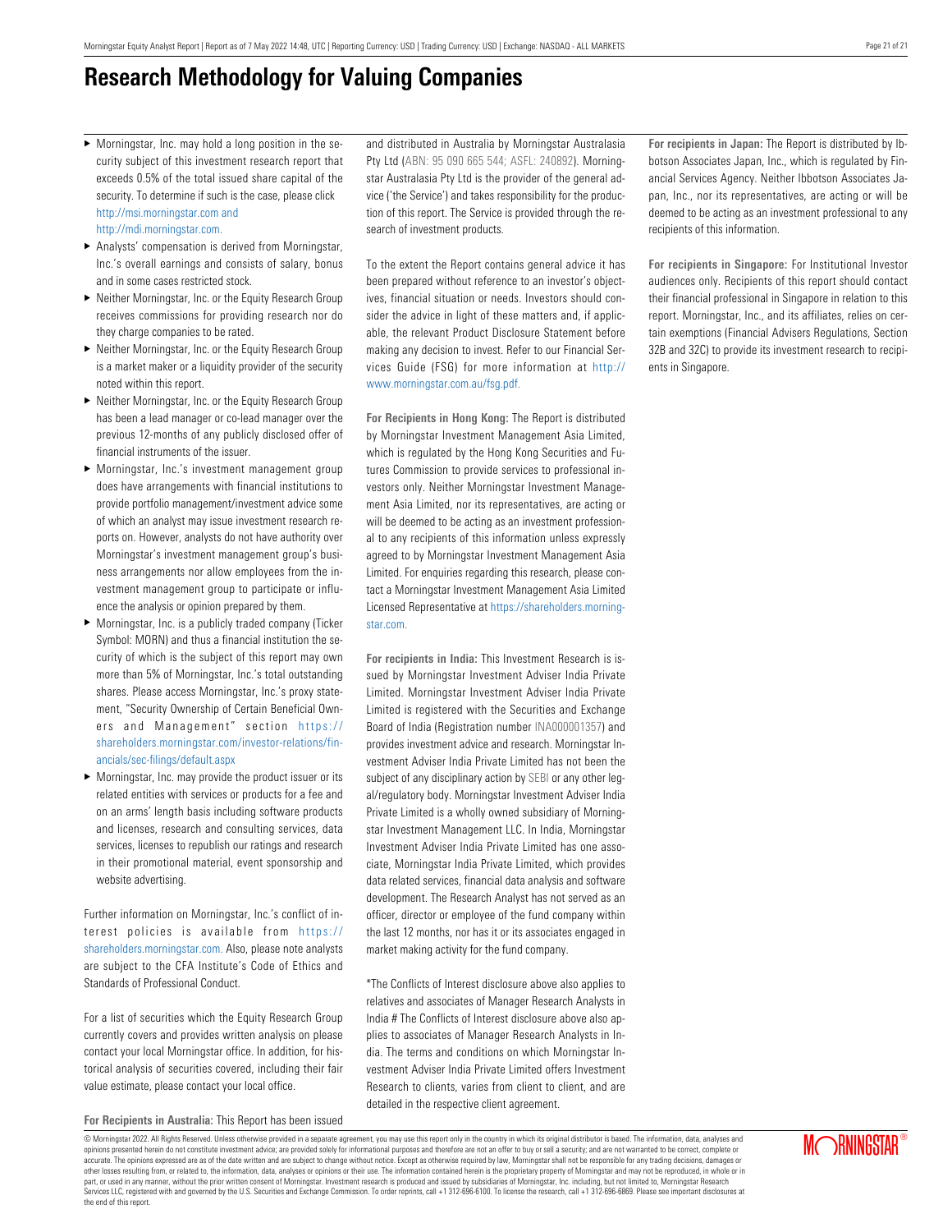# Research Methodology for Valuing Companies

- Morningstar, Inc. may hold a long position in the security subject of this investment research report that exceeds 0.5% of the total issued share capital of the security. To determine if such is the case, please click http://msi.morningstar.com and http://mdi.morningstar.com.
- Analysts' compensation is derived from Morningstar, Inc.'s overall earnings and consists of salary, bonus and in some cases restricted stock.
- Neither Morningstar, Inc. or the Equity Research Group receives commissions for providing research nor do they charge companies to be rated.
- Neither Morningstar, Inc. or the Equity Research Group is a market maker or a liquidity provider of the security noted within this report.
- Neither Morningstar, Inc. or the Equity Research Group has been a lead manager or co-lead manager over the previous 12-months of any publicly disclosed offer of financial instruments of the issuer.
- Morningstar, Inc.'s investment management group does have arrangements with financial institutions to provide portfolio management/investment advice some of which an analyst may issue investment research reports on. However, analysts do not have authority over Morningstar's investment management group's business arrangements nor allow employees from the investment management group to participate or influence the analysis or opinion prepared by them.
- Morningstar, Inc. is a publicly traded company (Ticker Symbol: MORN) and thus a financial institution the security of which is the subject of this report may own more than 5% of Morningstar, Inc.'s total outstanding shares. Please access Morningstar, Inc.'s proxy statement, "Security Ownership of Certain Beneficial Owners and Management" section https://shareholders.morningstar.com/investor-relations/financials/sec-filings/default.aspx
- Morningstar, Inc. may provide the product issuer or its related entities with services or products for a fee and on an arms' length basis including software products and licenses, research and consulting services, data services, licenses to republish our ratings and research in their promotional material, event sponsorship and website advertising.

Further information on Morningstar, Inc.'s conflict of interest policies is available from https://shareholders.morningstar.com. Also, please note analysts are subject to the CFA Institute's Code of Ethics and Standards of Professional Conduct.

For a list of securities which the Equity Research Group currently covers and provides written analysis on please contact your local Morningstar office. In addition, for historical analysis of securities covered, including their fair value estimate, please contact your local office.

**For Recipients in Australia:** This Report has been issued and distributed in Australia by Morningstar Australasia Pty Ltd (ABN: 95 090 665 544; ASFL: 240892). Morningstar Australasia Pty Ltd is the provider of the general advice ('the Service') and takes responsibility for the production of this report. The Service is provided through the research of investment products.

To the extent the Report contains general advice it has been prepared without reference to an investor's objectives, financial situation or needs. Investors should consider the advice in light of these matters and, if applicable, the relevant Product Disclosure Statement before making any decision to invest. Refer to our Financial Services Guide (FSG) for more information at http://www.morningstar.com.au/fsg.pdf.

**For Recipients in Hong Kong:** The Report is distributed by Morningstar Investment Management Asia Limited, which is regulated by the Hong Kong Securities and Futures Commission to provide services to professional investors only. Neither Morningstar Investment Management Asia Limited, nor its representatives, are acting or will be deemed to be acting as an investment professional to any recipients of this information unless expressly agreed to by Morningstar Investment Management Asia Limited. For enquiries regarding this research, please contact a Morningstar Investment Management Asia Limited Licensed Representative at https://shareholders.morningstar.com.

**For recipients in India:** This Investment Research is issued by Morningstar Investment Adviser India Private Limited. Morningstar Investment Adviser India Private Limited is registered with the Securities and Exchange Board of India (Registration number INA000001357) and provides investment advice and research. Morningstar Investment Adviser India Private Limited has not been the subject of any disciplinary action by SEBI or any other legal/regulatory body. Morningstar Investment Adviser India Private Limited is a wholly owned subsidiary of Morningstar Investment Management LLC. In India, Morningstar Investment Adviser India Private Limited has one associate, Morningstar India Private Limited, which provides data related services, financial data analysis and software development. The Research Analyst has not served as an officer, director or employee of the fund company within the last 12 months, nor has it or its associates engaged in market making activity for the fund company.

*The Conflicts of Interest disclosure above also applies to relatives and associates of Manager Research Analysts in India # The Conflicts of Interest disclosure above also applies to associates of Manager Research Analysts in India. The terms and conditions on which Morningstar Investment Adviser India Private Limited offers Investment Research to clients, varies from client to client, and are detailed in the respective client agreement.

**For recipients in Japan:** The Report is distributed by Ibbotson Associates Japan, Inc., which is regulated by Financial Services Agency. Neither Ibbotson Associates Japan, Inc., nor its representatives, are acting or will be deemed to be acting as an investment professional to any recipients of this information.

**For recipients in Singapore:** For Institutional Investor audiences only. Recipients of this report should contact their financial professional in Singapore in relation to this report. Morningstar, Inc., and its affiliates, relies on certain exemptions (Financial Advisers Regulations, Section 32B and 32C) to provide its investment research to recipients in Singapore.